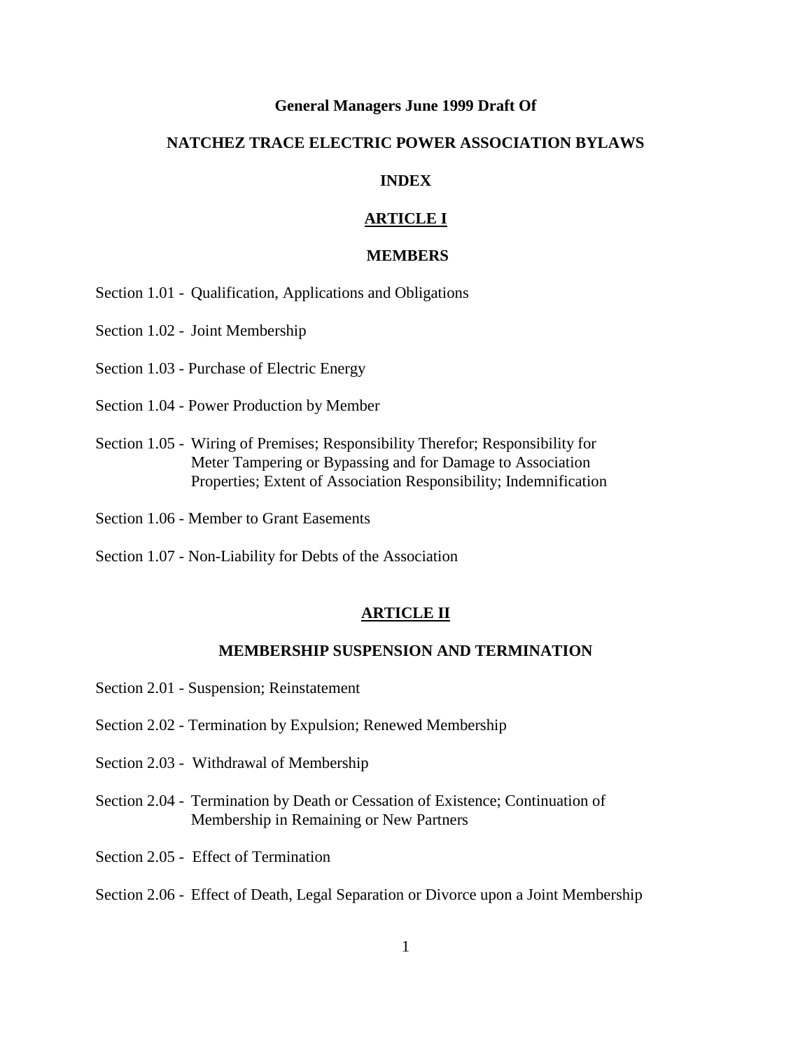**General Managers June 1999 Draft Of**

# NATCHEZ TRACE ELECTRIC POWER ASSOCIATION BYLAWS

## INDEX

## ARTICLE I

### MEMBERS

Section 1.01 - Qualification, Applications and Obligations

Section 1.02 - Joint Membership

Section 1.03 - Purchase of Electric Energy

Section 1.04 - Power Production by Member

Section 1.05 - Wiring of Premises; Responsibility Therefor; Responsibility for Meter Tampering or Bypassing and for Damage to Association Properties; Extent of Association Responsibility; Indemnification

Section 1.06 - Member to Grant Easements

Section 1.07 - Non-Liability for Debts of the Association

## ARTICLE II

### MEMBERSHIP SUSPENSION AND TERMINATION

Section 2.01 - Suspension; Reinstatement

Section 2.02 - Termination by Expulsion; Renewed Membership

Section 2.03 - Withdrawal of Membership

Section 2.04 - Termination by Death or Cessation of Existence; Continuation of Membership in Remaining or New Partners

Section 2.05 - Effect of Termination

Section 2.06 - Effect of Death, Legal Separation or Divorce upon a Joint Membership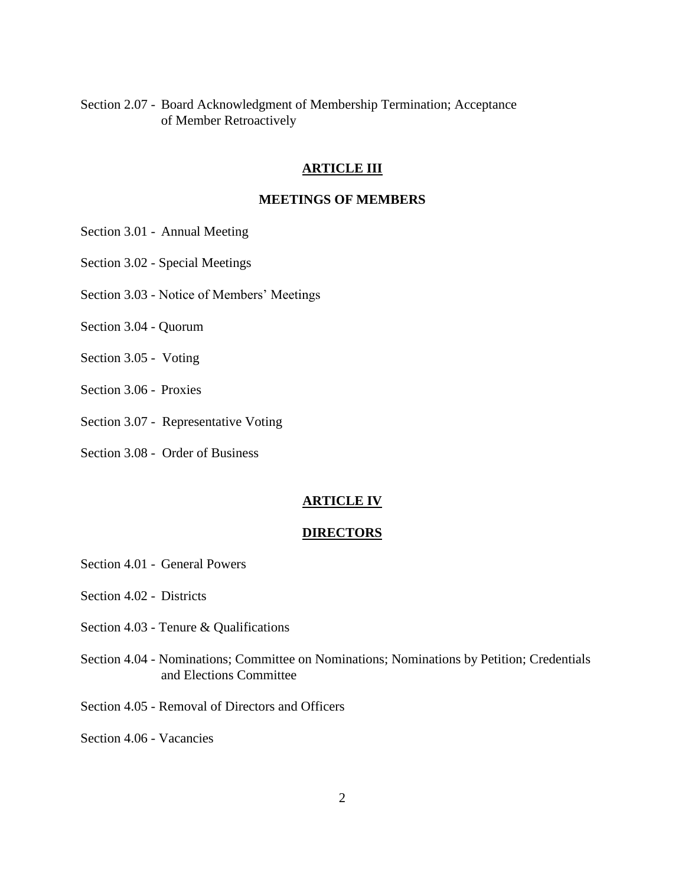Section 2.07 - Board Acknowledgment of Membership Termination; Acceptance of Member Retroactively

## ARTICLE III

## MEETINGS OF MEMBERS

Section 3.01 - Annual Meeting

Section 3.02 - Special Meetings

Section 3.03 - Notice of Members' Meetings

Section 3.04 - Quorum

Section 3.05 - Voting

Section 3.06 - Proxies

Section 3.07 - Representative Voting

Section 3.08 - Order of Business

## ARTICLE IV

## DIRECTORS

Section 4.01 - General Powers

Section 4.02 - Districts

Section 4.03 - Tenure & Qualifications

Section 4.04 - Nominations; Committee on Nominations; Nominations by Petition; Credentials and Elections Committee

Section 4.05 - Removal of Directors and Officers

Section 4.06 - Vacancies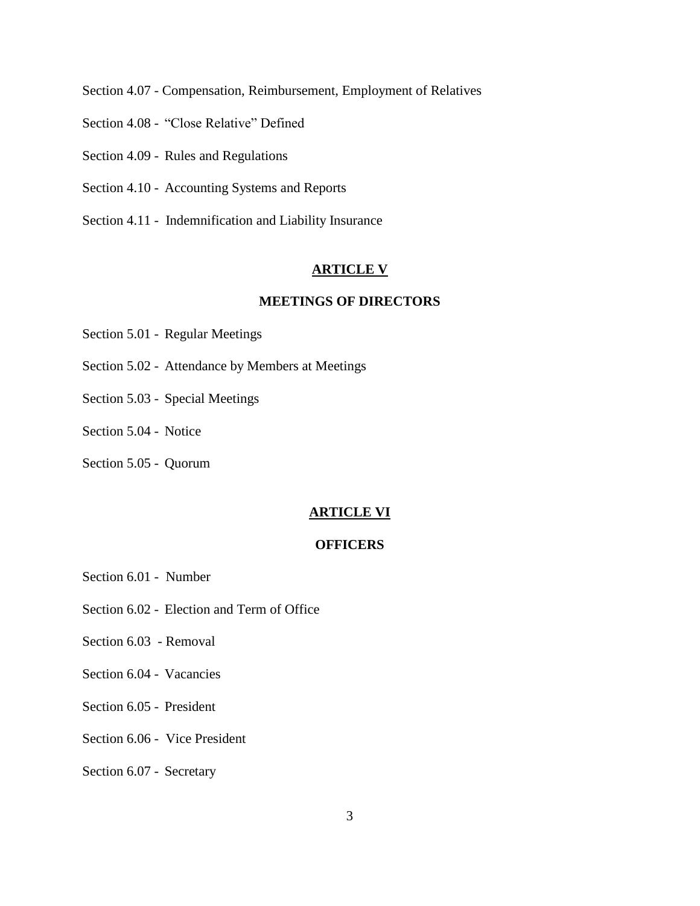Section 4.07 - Compensation, Reimbursement, Employment of Relatives

Section 4.08 - "Close Relative" Defined

Section 4.09 - Rules and Regulations

Section 4.10 - Accounting Systems and Reports

Section 4.11 - Indemnification and Liability Insurance

## ARTICLE V

## MEETINGS OF DIRECTORS

Section 5.01 - Regular Meetings

Section 5.02 - Attendance by Members at Meetings

Section 5.03 - Special Meetings

Section 5.04 - Notice

Section 5.05 - Quorum

## ARTICLE VI

## OFFICERS

Section 6.01 - Number

Section 6.02 - Election and Term of Office

Section 6.03 - Removal

Section 6.04 - Vacancies

Section 6.05 - President

Section 6.06 - Vice President

Section 6.07 - Secretary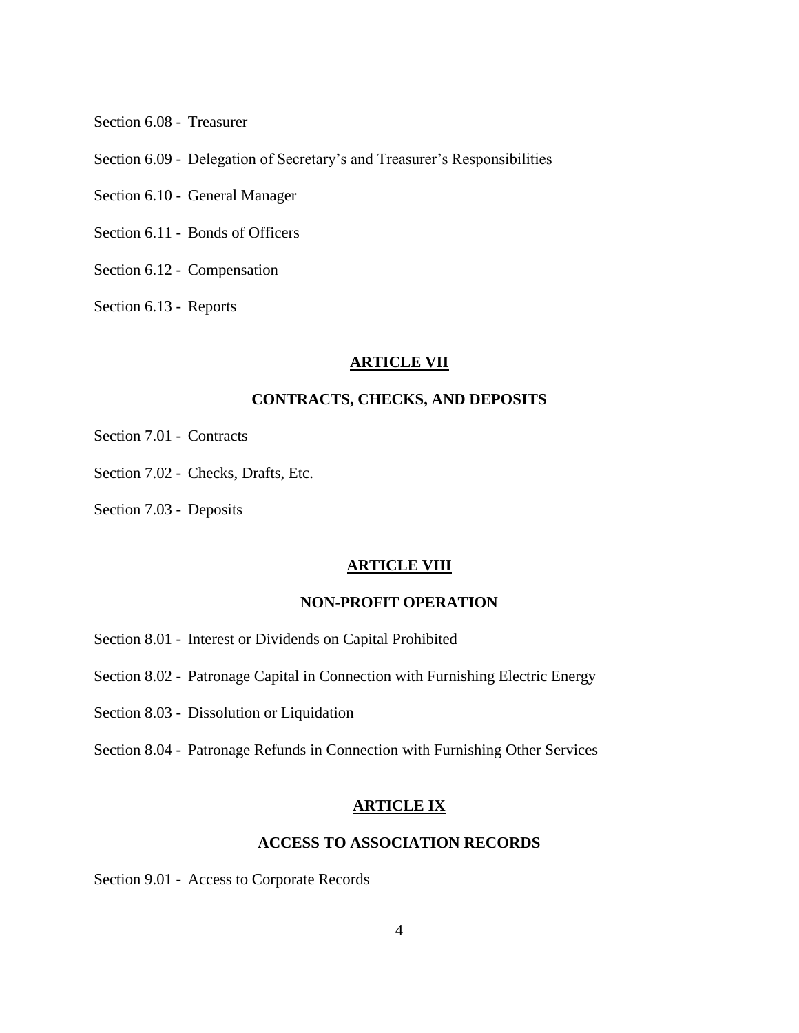Section 6.08 - Treasurer

Section 6.09 - Delegation of Secretary's and Treasurer's Responsibilities

Section 6.10 - General Manager

Section 6.11 - Bonds of Officers

Section 6.12 - Compensation

Section 6.13 - Reports

## ARTICLE VII

## CONTRACTS, CHECKS, AND DEPOSITS

Section 7.01 - Contracts

Section 7.02 - Checks, Drafts, Etc.

Section 7.03 - Deposits

## ARTICLE VIII

## NON-PROFIT OPERATION

Section 8.01 - Interest or Dividends on Capital Prohibited

Section 8.02 - Patronage Capital in Connection with Furnishing Electric Energy

Section 8.03 - Dissolution or Liquidation

Section 8.04 - Patronage Refunds in Connection with Furnishing Other Services

## ARTICLE IX

## ACCESS TO ASSOCIATION RECORDS

Section 9.01 - Access to Corporate Records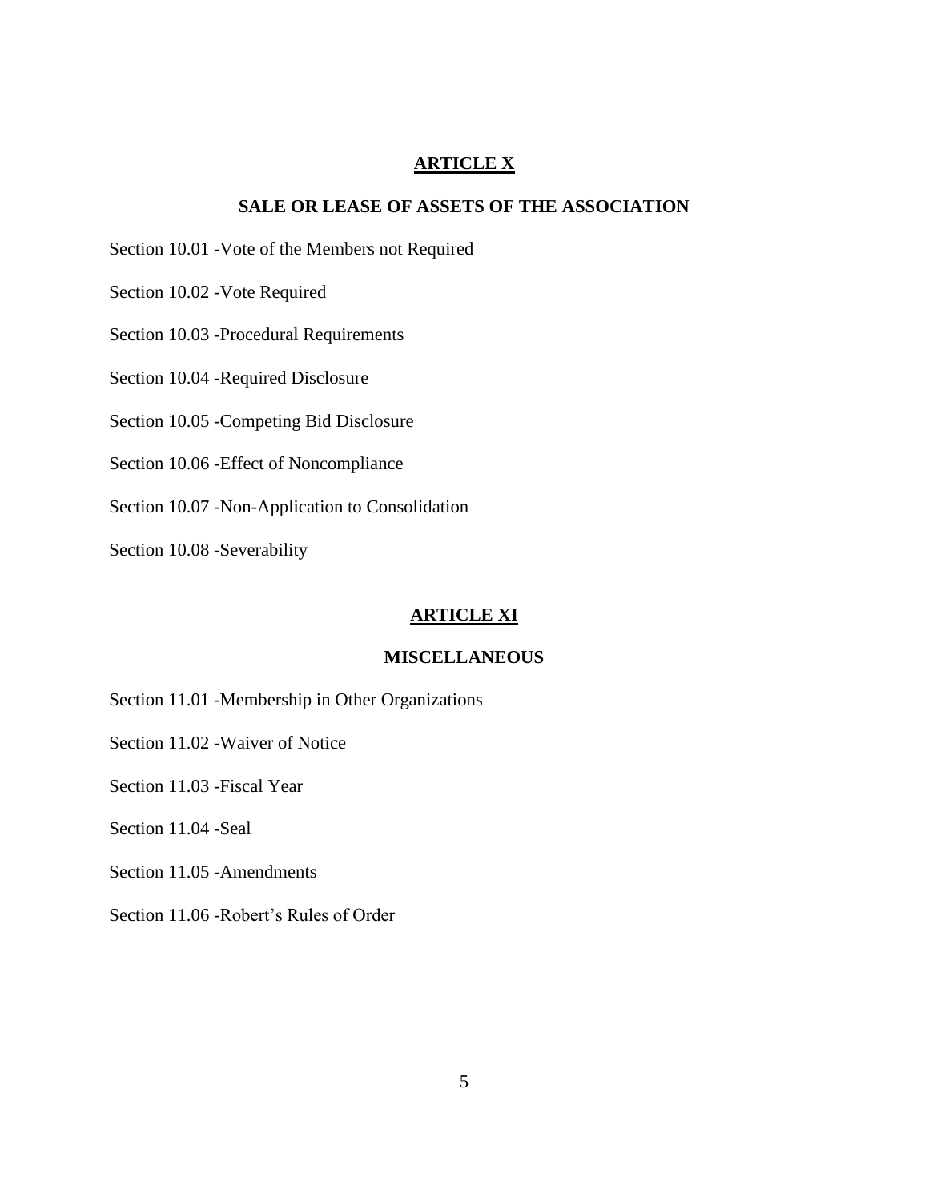## ARTICLE X

## SALE OR LEASE OF ASSETS OF THE ASSOCIATION

Section 10.01 -Vote of the Members not Required

Section 10.02 -Vote Required

Section 10.03 -Procedural Requirements

Section 10.04 -Required Disclosure

Section 10.05 -Competing Bid Disclosure

Section 10.06 -Effect of Noncompliance

Section 10.07 -Non-Application to Consolidation

Section 10.08 -Severability

## ARTICLE XI

## MISCELLANEOUS

Section 11.01 -Membership in Other Organizations

Section 11.02 -Waiver of Notice

Section 11.03 -Fiscal Year

Section 11.04 -Seal

Section 11.05 -Amendments

Section 11.06 -Robert's Rules of Order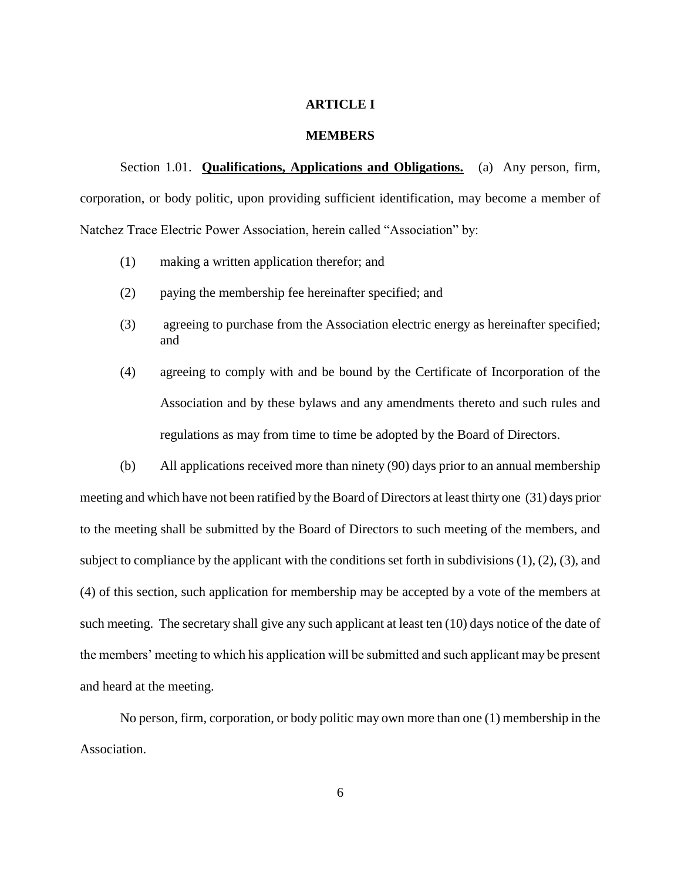# ARTICLE I

## MEMBERS

Section 1.01. **Qualifications, Applications and Obligations.** (a) Any person, firm, corporation, or body politic, upon providing sufficient identification, may become a member of Natchez Trace Electric Power Association, herein called "Association" by:

(1) making a written application therefor; and

(2) paying the membership fee hereinafter specified; and

(3) agreeing to purchase from the Association electric energy as hereinafter specified; and

(4) agreeing to comply with and be bound by the Certificate of Incorporation of the Association and by these bylaws and any amendments thereto and such rules and regulations as may from time to time be adopted by the Board of Directors.

(b) All applications received more than ninety (90) days prior to an annual membership meeting and which have not been ratified by the Board of Directors at least thirty one (31) days prior to the meeting shall be submitted by the Board of Directors to such meeting of the members, and subject to compliance by the applicant with the conditions set forth in subdivisions (1), (2), (3), and (4) of this section, such application for membership may be accepted by a vote of the members at such meeting. The secretary shall give any such applicant at least ten (10) days notice of the date of the members' meeting to which his application will be submitted and such applicant may be present and heard at the meeting.

No person, firm, corporation, or body politic may own more than one (1) membership in the Association.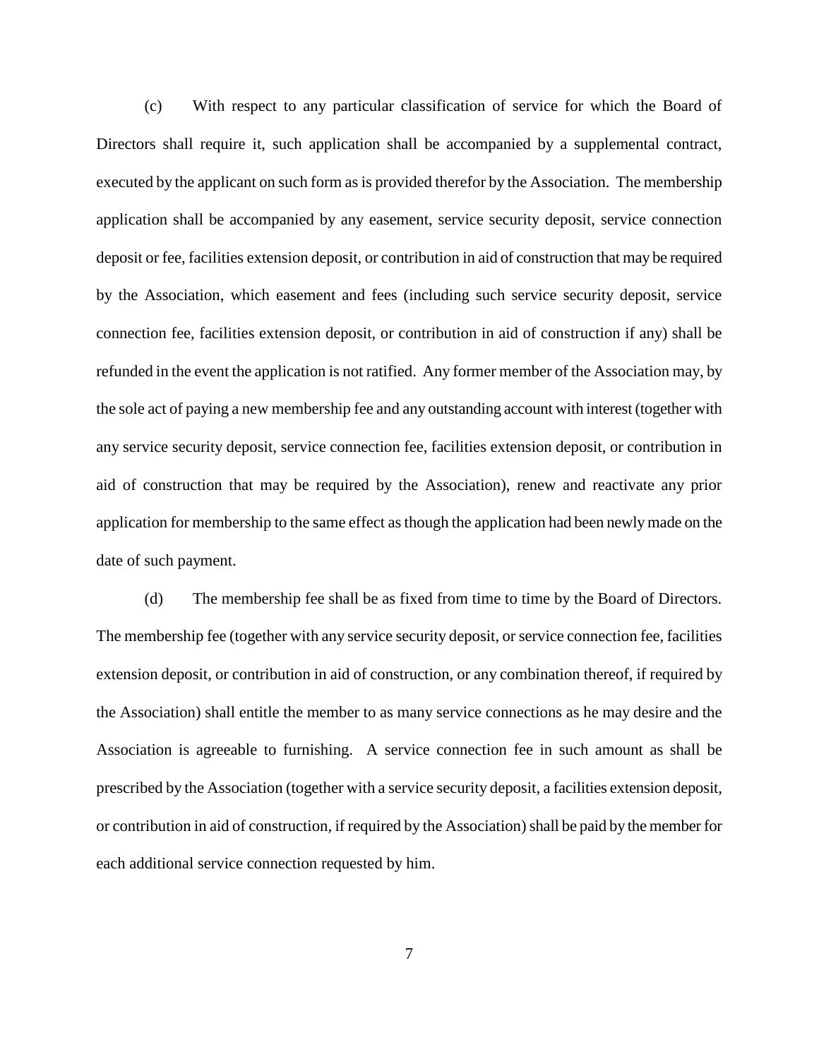(c) With respect to any particular classification of service for which the Board of Directors shall require it, such application shall be accompanied by a supplemental contract, executed by the applicant on such form as is provided therefor by the Association. The membership application shall be accompanied by any easement, service security deposit, service connection deposit or fee, facilities extension deposit, or contribution in aid of construction that may be required by the Association, which easement and fees (including such service security deposit, service connection fee, facilities extension deposit, or contribution in aid of construction if any) shall be refunded in the event the application is not ratified. Any former member of the Association may, by the sole act of paying a new membership fee and any outstanding account with interest (together with any service security deposit, service connection fee, facilities extension deposit, or contribution in aid of construction that may be required by the Association), renew and reactivate any prior application for membership to the same effect as though the application had been newly made on the date of such payment.

(d) The membership fee shall be as fixed from time to time by the Board of Directors. The membership fee (together with any service security deposit, or service connection fee, facilities extension deposit, or contribution in aid of construction, or any combination thereof, if required by the Association) shall entitle the member to as many service connections as he may desire and the Association is agreeable to furnishing. A service connection fee in such amount as shall be prescribed by the Association (together with a service security deposit, a facilities extension deposit, or contribution in aid of construction, if required by the Association) shall be paid by the member for each additional service connection requested by him.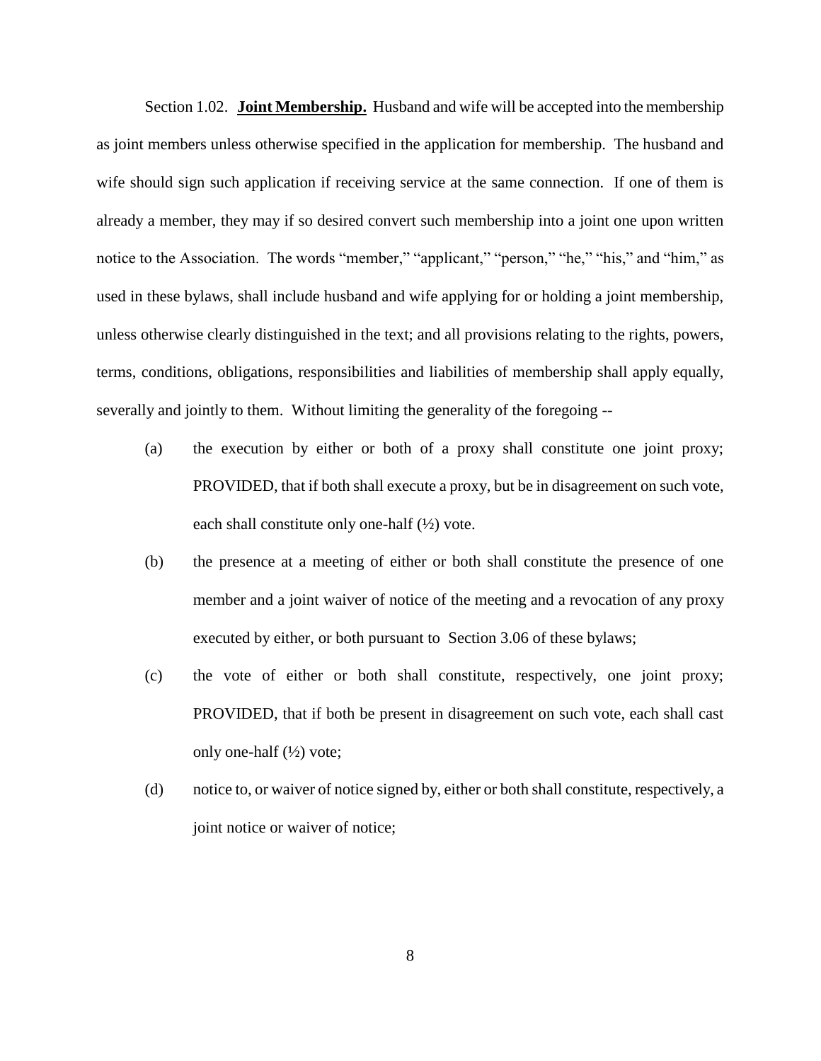Section 1.02. **Joint Membership.** Husband and wife will be accepted into the membership as joint members unless otherwise specified in the application for membership. The husband and wife should sign such application if receiving service at the same connection. If one of them is already a member, they may if so desired convert such membership into a joint one upon written notice to the Association. The words "member," "applicant," "person," "he," "his," and "him," as used in these bylaws, shall include husband and wife applying for or holding a joint membership, unless otherwise clearly distinguished in the text; and all provisions relating to the rights, powers, terms, conditions, obligations, responsibilities and liabilities of membership shall apply equally, severally and jointly to them. Without limiting the generality of the foregoing --

(a) the execution by either or both of a proxy shall constitute one joint proxy; PROVIDED, that if both shall execute a proxy, but be in disagreement on such vote, each shall constitute only one-half (½) vote.

(b) the presence at a meeting of either or both shall constitute the presence of one member and a joint waiver of notice of the meeting and a revocation of any proxy executed by either, or both pursuant to Section 3.06 of these bylaws;

(c) the vote of either or both shall constitute, respectively, one joint proxy; PROVIDED, that if both be present in disagreement on such vote, each shall cast only one-half (½) vote;

(d) notice to, or waiver of notice signed by, either or both shall constitute, respectively, a joint notice or waiver of notice;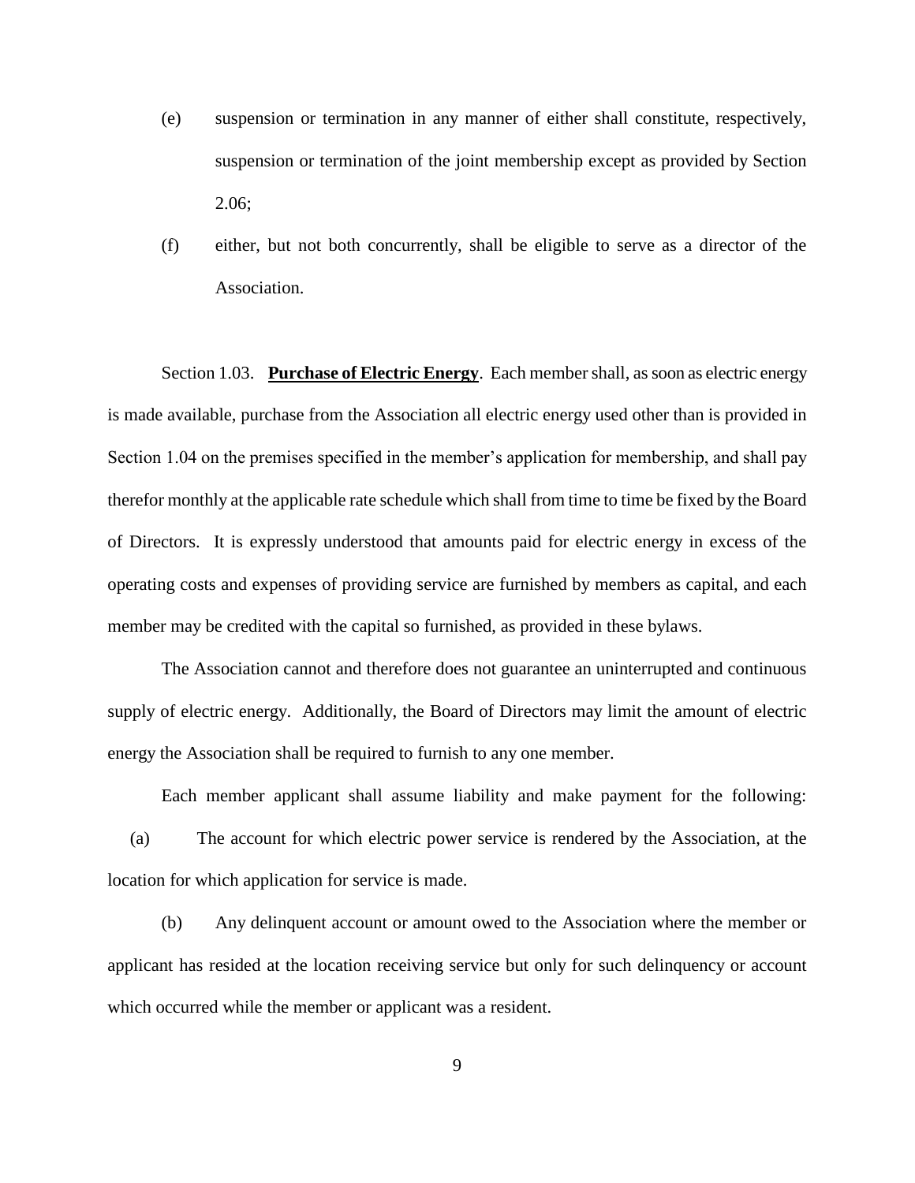(e) suspension or termination in any manner of either shall constitute, respectively, suspension or termination of the joint membership except as provided by Section 2.06;

(f) either, but not both concurrently, shall be eligible to serve as a director of the Association.

Section 1.03. **Purchase of Electric Energy**. Each member shall, as soon as electric energy is made available, purchase from the Association all electric energy used other than is provided in Section 1.04 on the premises specified in the member's application for membership, and shall pay therefor monthly at the applicable rate schedule which shall from time to time be fixed by the Board of Directors. It is expressly understood that amounts paid for electric energy in excess of the operating costs and expenses of providing service are furnished by members as capital, and each member may be credited with the capital so furnished, as provided in these bylaws.

The Association cannot and therefore does not guarantee an uninterrupted and continuous supply of electric energy. Additionally, the Board of Directors may limit the amount of electric energy the Association shall be required to furnish to any one member.

Each member applicant shall assume liability and make payment for the following:

(a) The account for which electric power service is rendered by the Association, at the location for which application for service is made.

(b) Any delinquent account or amount owed to the Association where the member or applicant has resided at the location receiving service but only for such delinquency or account which occurred while the member or applicant was a resident.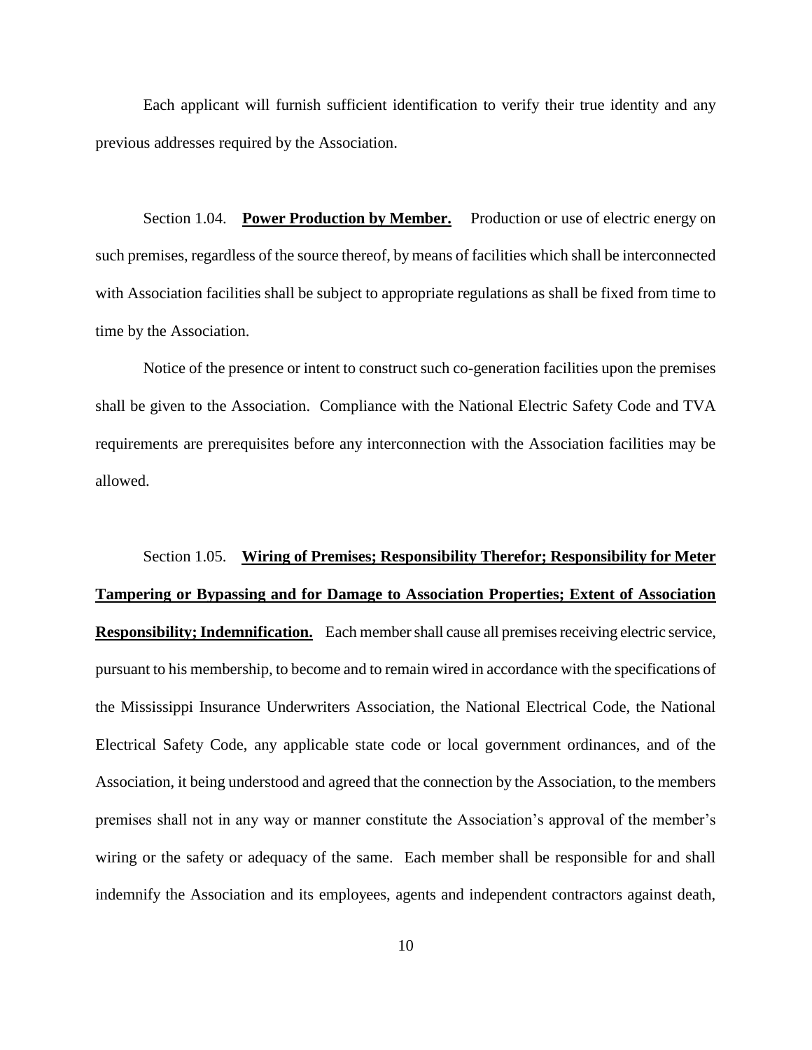Each applicant will furnish sufficient identification to verify their true identity and any previous addresses required by the Association.

Section 1.04. **Power Production by Member.** Production or use of electric energy on such premises, regardless of the source thereof, by means of facilities which shall be interconnected with Association facilities shall be subject to appropriate regulations as shall be fixed from time to time by the Association.

Notice of the presence or intent to construct such co-generation facilities upon the premises shall be given to the Association. Compliance with the National Electric Safety Code and TVA requirements are prerequisites before any interconnection with the Association facilities may be allowed.

Section 1.05. **Wiring of Premises; Responsibility Therefor; Responsibility for Meter Tampering or Bypassing and for Damage to Association Properties; Extent of Association Responsibility; Indemnification.** Each member shall cause all premises receiving electric service, pursuant to his membership, to become and to remain wired in accordance with the specifications of the Mississippi Insurance Underwriters Association, the National Electrical Code, the National Electrical Safety Code, any applicable state code or local government ordinances, and of the Association, it being understood and agreed that the connection by the Association, to the members premises shall not in any way or manner constitute the Association's approval of the member's wiring or the safety or adequacy of the same. Each member shall be responsible for and shall indemnify the Association and its employees, agents and independent contractors against death,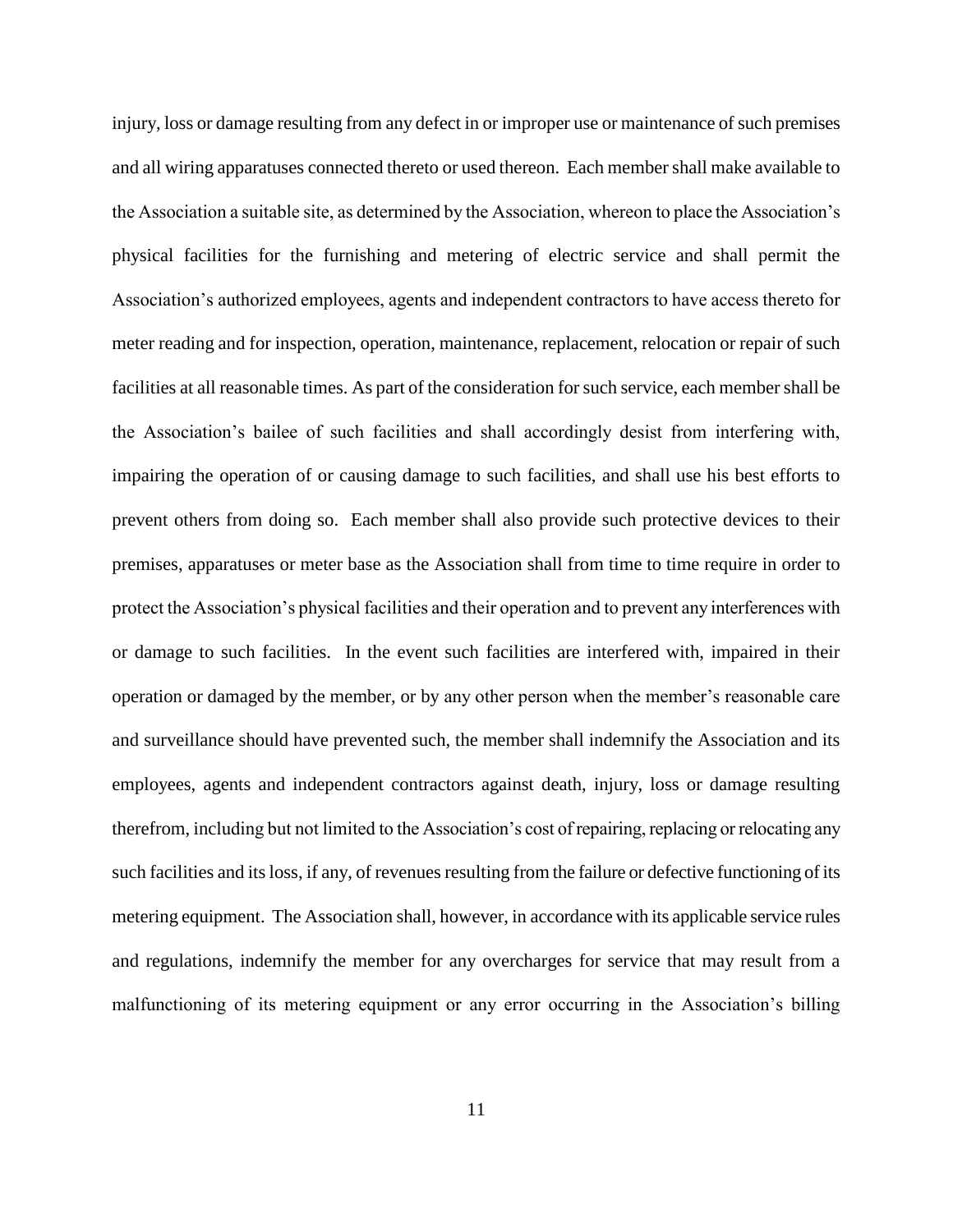injury, loss or damage resulting from any defect in or improper use or maintenance of such premises and all wiring apparatuses connected thereto or used thereon. Each member shall make available to the Association a suitable site, as determined by the Association, whereon to place the Association's physical facilities for the furnishing and metering of electric service and shall permit the Association's authorized employees, agents and independent contractors to have access thereto for meter reading and for inspection, operation, maintenance, replacement, relocation or repair of such facilities at all reasonable times. As part of the consideration for such service, each member shall be the Association's bailee of such facilities and shall accordingly desist from interfering with, impairing the operation of or causing damage to such facilities, and shall use his best efforts to prevent others from doing so. Each member shall also provide such protective devices to their premises, apparatuses or meter base as the Association shall from time to time require in order to protect the Association's physical facilities and their operation and to prevent any interferences with or damage to such facilities. In the event such facilities are interfered with, impaired in their operation or damaged by the member, or by any other person when the member's reasonable care and surveillance should have prevented such, the member shall indemnify the Association and its employees, agents and independent contractors against death, injury, loss or damage resulting therefrom, including but not limited to the Association's cost of repairing, replacing or relocating any such facilities and its loss, if any, of revenues resulting from the failure or defective functioning of its metering equipment. The Association shall, however, in accordance with its applicable service rules and regulations, indemnify the member for any overcharges for service that may result from a malfunctioning of its metering equipment or any error occurring in the Association's billing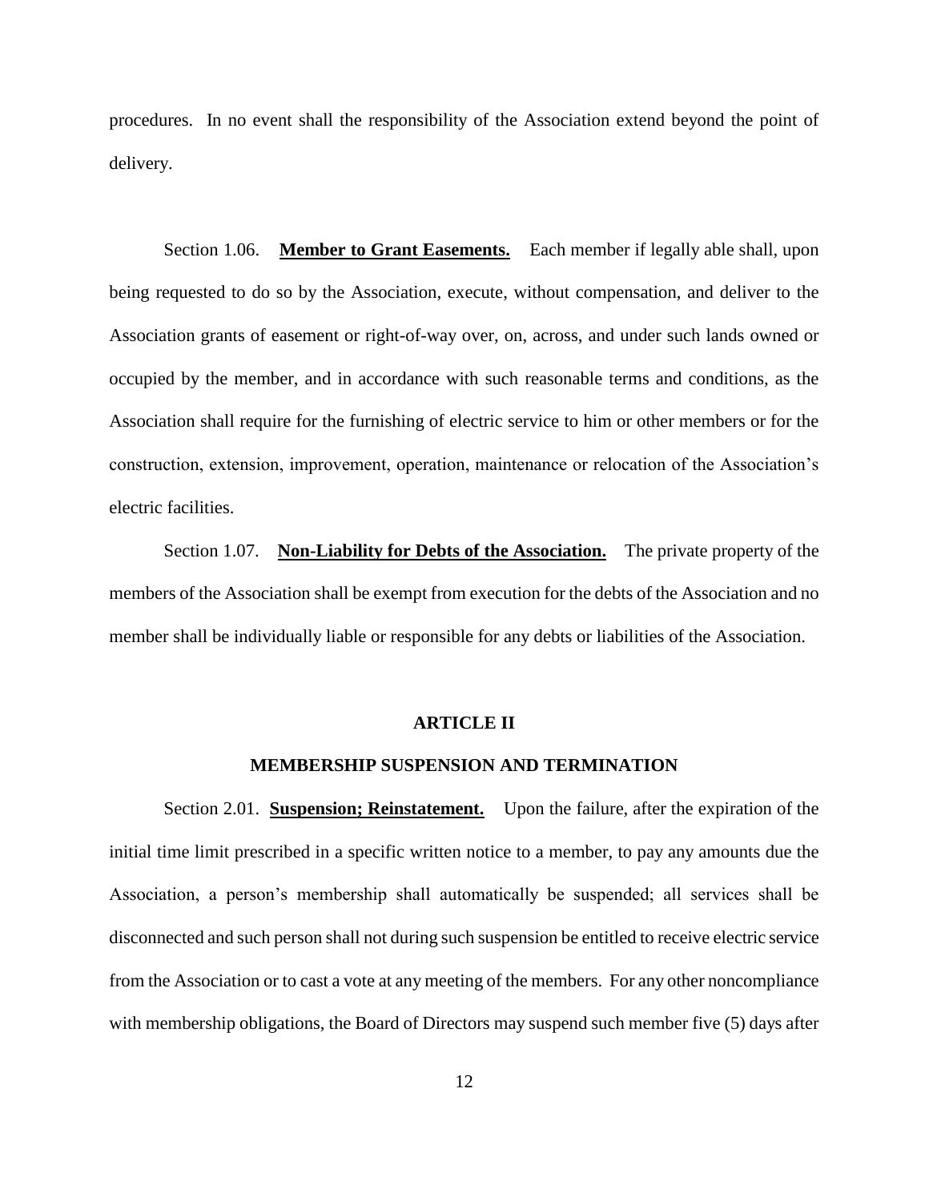procedures. In no event shall the responsibility of the Association extend beyond the point of delivery.

Section 1.06. **Member to Grant Easements.** Each member if legally able shall, upon being requested to do so by the Association, execute, without compensation, and deliver to the Association grants of easement or right-of-way over, on, across, and under such lands owned or occupied by the member, and in accordance with such reasonable terms and conditions, as the Association shall require for the furnishing of electric service to him or other members or for the construction, extension, improvement, operation, maintenance or relocation of the Association's electric facilities.

Section 1.07. **Non-Liability for Debts of the Association.** The private property of the members of the Association shall be exempt from execution for the debts of the Association and no member shall be individually liable or responsible for any debts or liabilities of the Association.

## ARTICLE II

## MEMBERSHIP SUSPENSION AND TERMINATION

Section 2.01. **Suspension; Reinstatement.** Upon the failure, after the expiration of the initial time limit prescribed in a specific written notice to a member, to pay any amounts due the Association, a person's membership shall automatically be suspended; all services shall be disconnected and such person shall not during such suspension be entitled to receive electric service from the Association or to cast a vote at any meeting of the members. For any other noncompliance with membership obligations, the Board of Directors may suspend such member five (5) days after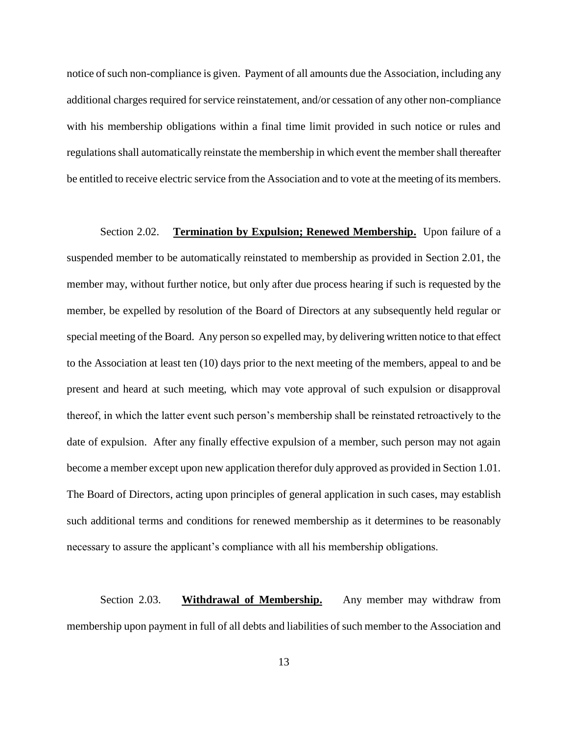notice of such non-compliance is given. Payment of all amounts due the Association, including any additional charges required for service reinstatement, and/or cessation of any other non-compliance with his membership obligations within a final time limit provided in such notice or rules and regulations shall automatically reinstate the membership in which event the member shall thereafter be entitled to receive electric service from the Association and to vote at the meeting of its members.

Section 2.02. **Termination by Expulsion; Renewed Membership.** Upon failure of a suspended member to be automatically reinstated to membership as provided in Section 2.01, the member may, without further notice, but only after due process hearing if such is requested by the member, be expelled by resolution of the Board of Directors at any subsequently held regular or special meeting of the Board. Any person so expelled may, by delivering written notice to that effect to the Association at least ten (10) days prior to the next meeting of the members, appeal to and be present and heard at such meeting, which may vote approval of such expulsion or disapproval thereof, in which the latter event such person's membership shall be reinstated retroactively to the date of expulsion. After any finally effective expulsion of a member, such person may not again become a member except upon new application therefor duly approved as provided in Section 1.01. The Board of Directors, acting upon principles of general application in such cases, may establish such additional terms and conditions for renewed membership as it determines to be reasonably necessary to assure the applicant's compliance with all his membership obligations.

Section 2.03. **Withdrawal of Membership.** Any member may withdraw from membership upon payment in full of all debts and liabilities of such member to the Association and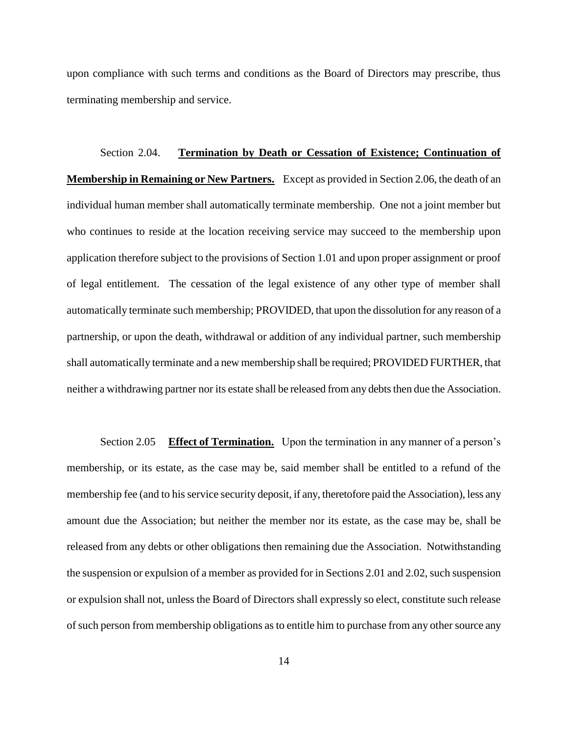upon compliance with such terms and conditions as the Board of Directors may prescribe, thus terminating membership and service.

Section 2.04. **Termination by Death or Cessation of Existence; Continuation of Membership in Remaining or New Partners.** Except as provided in Section 2.06, the death of an individual human member shall automatically terminate membership. One not a joint member but who continues to reside at the location receiving service may succeed to the membership upon application therefore subject to the provisions of Section 1.01 and upon proper assignment or proof of legal entitlement. The cessation of the legal existence of any other type of member shall automatically terminate such membership; PROVIDED, that upon the dissolution for any reason of a partnership, or upon the death, withdrawal or addition of any individual partner, such membership shall automatically terminate and a new membership shall be required; PROVIDED FURTHER, that neither a withdrawing partner nor its estate shall be released from any debts then due the Association.

Section 2.05 **Effect of Termination.** Upon the termination in any manner of a person's membership, or its estate, as the case may be, said member shall be entitled to a refund of the membership fee (and to his service security deposit, if any, theretofore paid the Association), less any amount due the Association; but neither the member nor its estate, as the case may be, shall be released from any debts or other obligations then remaining due the Association. Notwithstanding the suspension or expulsion of a member as provided for in Sections 2.01 and 2.02, such suspension or expulsion shall not, unless the Board of Directors shall expressly so elect, constitute such release of such person from membership obligations as to entitle him to purchase from any other source any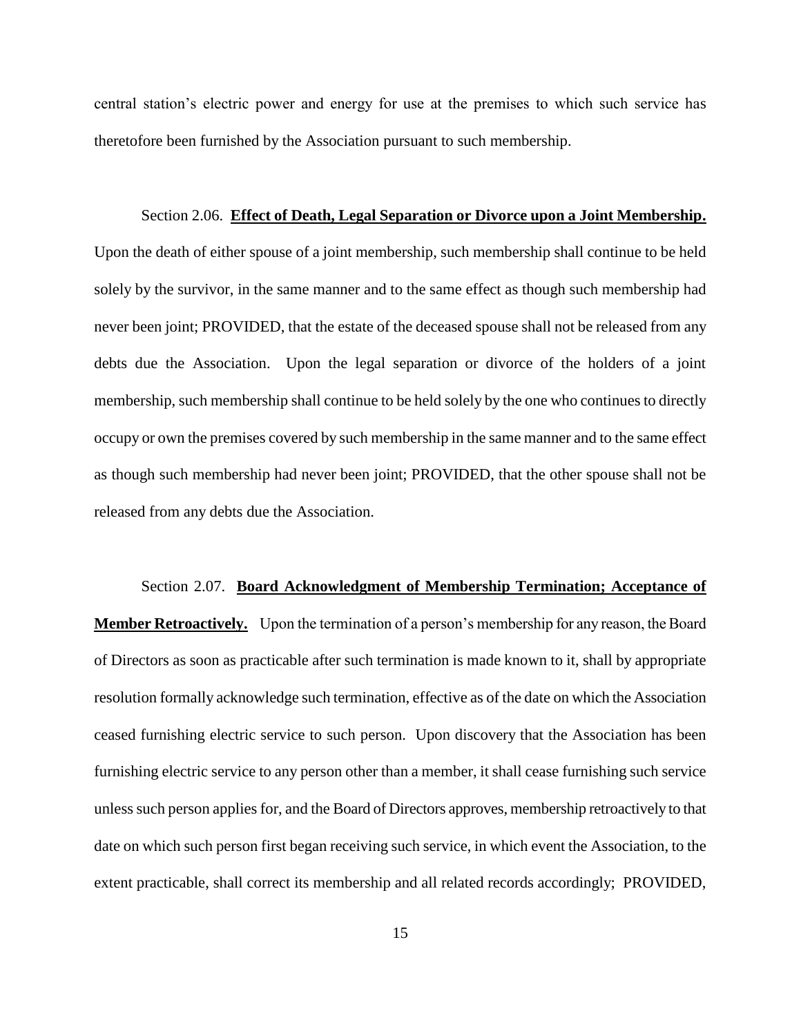central station's electric power and energy for use at the premises to which such service has theretofore been furnished by the Association pursuant to such membership.

Section 2.06. **Effect of Death, Legal Separation or Divorce upon a Joint Membership.** Upon the death of either spouse of a joint membership, such membership shall continue to be held solely by the survivor, in the same manner and to the same effect as though such membership had never been joint; PROVIDED, that the estate of the deceased spouse shall not be released from any debts due the Association. Upon the legal separation or divorce of the holders of a joint membership, such membership shall continue to be held solely by the one who continues to directly occupy or own the premises covered by such membership in the same manner and to the same effect as though such membership had never been joint; PROVIDED, that the other spouse shall not be released from any debts due the Association.

Section 2.07. **Board Acknowledgment of Membership Termination; Acceptance of Member Retroactively.** Upon the termination of a person's membership for any reason, the Board of Directors as soon as practicable after such termination is made known to it, shall by appropriate resolution formally acknowledge such termination, effective as of the date on which the Association ceased furnishing electric service to such person. Upon discovery that the Association has been furnishing electric service to any person other than a member, it shall cease furnishing such service unless such person applies for, and the Board of Directors approves, membership retroactively to that date on which such person first began receiving such service, in which event the Association, to the extent practicable, shall correct its membership and all related records accordingly; PROVIDED,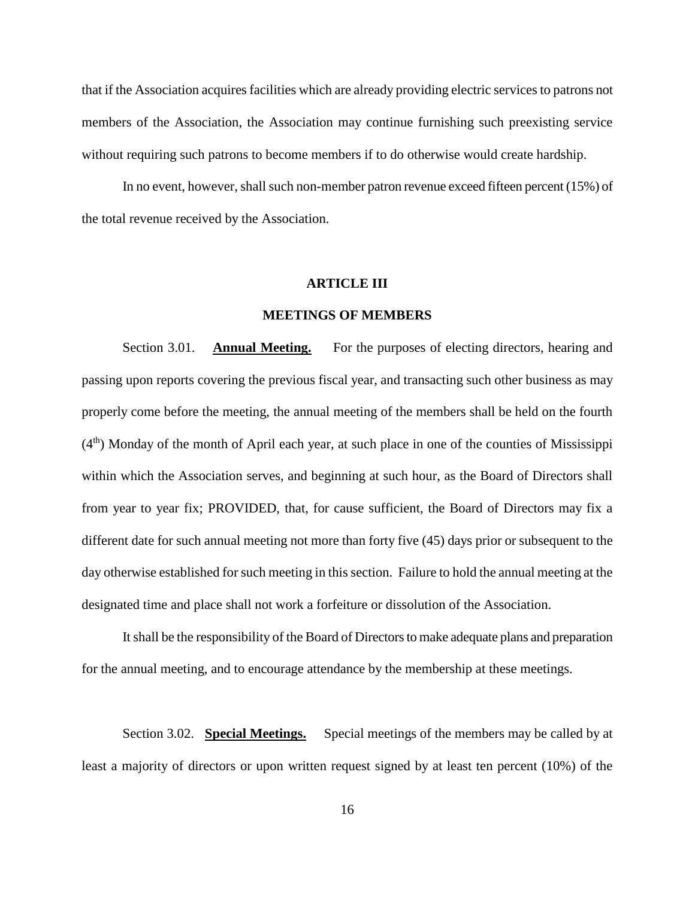that if the Association acquires facilities which are already providing electric services to patrons not members of the Association, the Association may continue furnishing such preexisting service without requiring such patrons to become members if to do otherwise would create hardship.

In no event, however, shall such non-member patron revenue exceed fifteen percent (15%) of the total revenue received by the Association.

## ARTICLE III

## MEETINGS OF MEMBERS

Section 3.01. **Annual Meeting.** For the purposes of electing directors, hearing and passing upon reports covering the previous fiscal year, and transacting such other business as may properly come before the meeting, the annual meeting of the members shall be held on the fourth ($4^{th}$) Monday of the month of April each year, at such place in one of the counties of Mississippi within which the Association serves, and beginning at such hour, as the Board of Directors shall from year to year fix; PROVIDED, that, for cause sufficient, the Board of Directors may fix a different date for such annual meeting not more than forty five (45) days prior or subsequent to the day otherwise established for such meeting in this section. Failure to hold the annual meeting at the designated time and place shall not work a forfeiture or dissolution of the Association.

It shall be the responsibility of the Board of Directors to make adequate plans and preparation for the annual meeting, and to encourage attendance by the membership at these meetings.

Section 3.02. **Special Meetings.** Special meetings of the members may be called by at least a majority of directors or upon written request signed by at least ten percent (10%) of the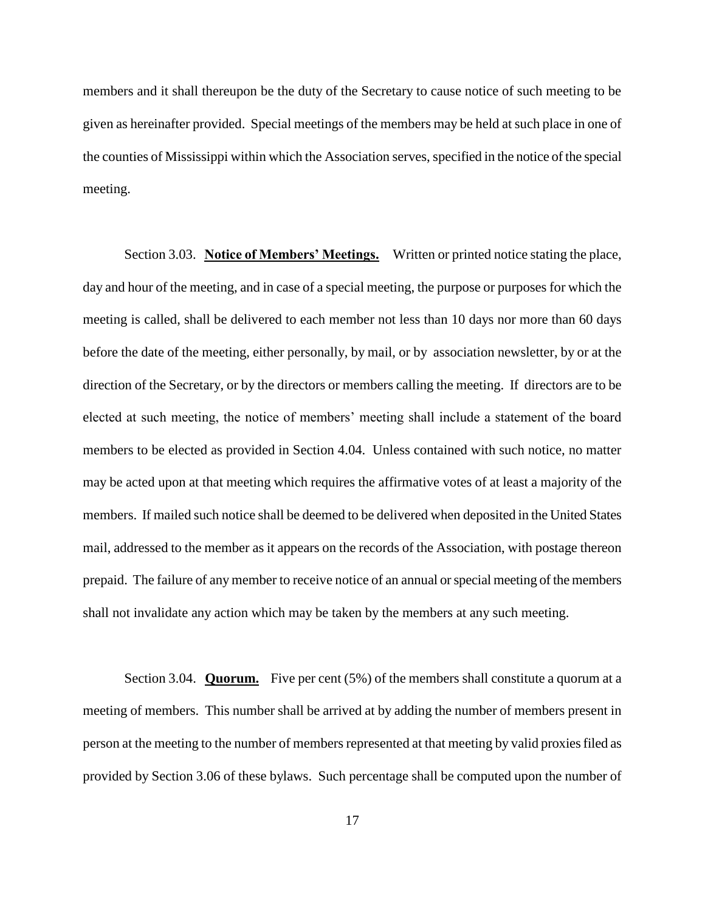members and it shall thereupon be the duty of the Secretary to cause notice of such meeting to be given as hereinafter provided. Special meetings of the members may be held at such place in one of the counties of Mississippi within which the Association serves, specified in the notice of the special meeting.

Section 3.03. **Notice of Members' Meetings.** Written or printed notice stating the place, day and hour of the meeting, and in case of a special meeting, the purpose or purposes for which the meeting is called, shall be delivered to each member not less than 10 days nor more than 60 days before the date of the meeting, either personally, by mail, or by association newsletter, by or at the direction of the Secretary, or by the directors or members calling the meeting. If directors are to be elected at such meeting, the notice of members' meeting shall include a statement of the board members to be elected as provided in Section 4.04. Unless contained with such notice, no matter may be acted upon at that meeting which requires the affirmative votes of at least a majority of the members. If mailed such notice shall be deemed to be delivered when deposited in the United States mail, addressed to the member as it appears on the records of the Association, with postage thereon prepaid. The failure of any member to receive notice of an annual or special meeting of the members shall not invalidate any action which may be taken by the members at any such meeting.

Section 3.04. **Quorum.** Five per cent (5%) of the members shall constitute a quorum at a meeting of members. This number shall be arrived at by adding the number of members present in person at the meeting to the number of members represented at that meeting by valid proxies filed as provided by Section 3.06 of these bylaws. Such percentage shall be computed upon the number of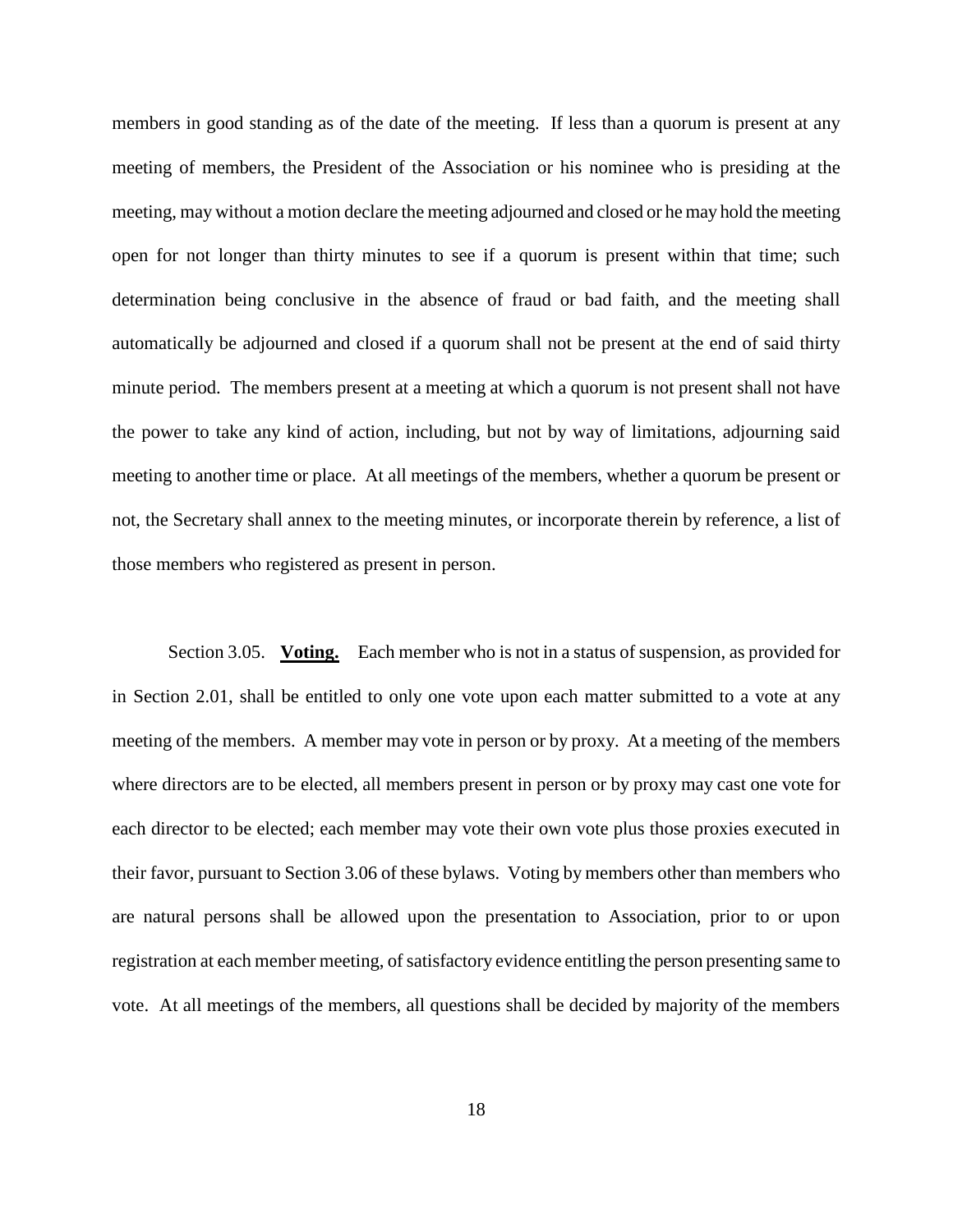members in good standing as of the date of the meeting. If less than a quorum is present at any meeting of members, the President of the Association or his nominee who is presiding at the meeting, may without a motion declare the meeting adjourned and closed or he may hold the meeting open for not longer than thirty minutes to see if a quorum is present within that time; such determination being conclusive in the absence of fraud or bad faith, and the meeting shall automatically be adjourned and closed if a quorum shall not be present at the end of said thirty minute period. The members present at a meeting at which a quorum is not present shall not have the power to take any kind of action, including, but not by way of limitations, adjourning said meeting to another time or place. At all meetings of the members, whether a quorum be present or not, the Secretary shall annex to the meeting minutes, or incorporate therein by reference, a list of those members who registered as present in person.

Section 3.05. **Voting.** Each member who is not in a status of suspension, as provided for in Section 2.01, shall be entitled to only one vote upon each matter submitted to a vote at any meeting of the members. A member may vote in person or by proxy. At a meeting of the members where directors are to be elected, all members present in person or by proxy may cast one vote for each director to be elected; each member may vote their own vote plus those proxies executed in their favor, pursuant to Section 3.06 of these bylaws. Voting by members other than members who are natural persons shall be allowed upon the presentation to Association, prior to or upon registration at each member meeting, of satisfactory evidence entitling the person presenting same to vote. At all meetings of the members, all questions shall be decided by majority of the members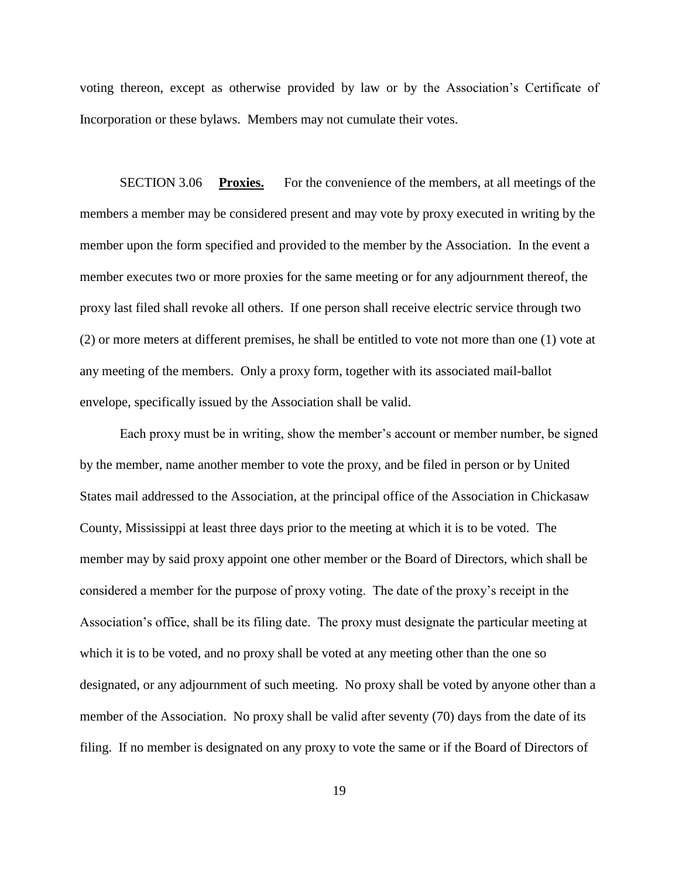voting thereon, except as otherwise provided by law or by the Association's Certificate of Incorporation or these bylaws. Members may not cumulate their votes.

SECTION 3.06 **Proxies.** For the convenience of the members, at all meetings of the members a member may be considered present and may vote by proxy executed in writing by the member upon the form specified and provided to the member by the Association. In the event a member executes two or more proxies for the same meeting or for any adjournment thereof, the proxy last filed shall revoke all others. If one person shall receive electric service through two (2) or more meters at different premises, he shall be entitled to vote not more than one (1) vote at any meeting of the members. Only a proxy form, together with its associated mail-ballot envelope, specifically issued by the Association shall be valid.

Each proxy must be in writing, show the member's account or member number, be signed by the member, name another member to vote the proxy, and be filed in person or by United States mail addressed to the Association, at the principal office of the Association in Chickasaw County, Mississippi at least three days prior to the meeting at which it is to be voted. The member may by said proxy appoint one other member or the Board of Directors, which shall be considered a member for the purpose of proxy voting. The date of the proxy's receipt in the Association's office, shall be its filing date. The proxy must designate the particular meeting at which it is to be voted, and no proxy shall be voted at any meeting other than the one so designated, or any adjournment of such meeting. No proxy shall be voted by anyone other than a member of the Association. No proxy shall be valid after seventy (70) days from the date of its filing. If no member is designated on any proxy to vote the same or if the Board of Directors of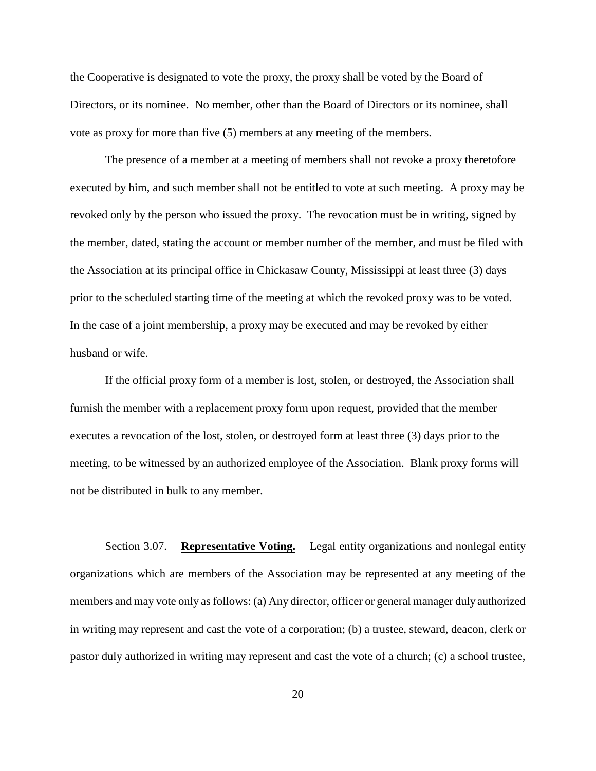the Cooperative is designated to vote the proxy, the proxy shall be voted by the Board of Directors, or its nominee. No member, other than the Board of Directors or its nominee, shall vote as proxy for more than five (5) members at any meeting of the members.

The presence of a member at a meeting of members shall not revoke a proxy theretofore executed by him, and such member shall not be entitled to vote at such meeting. A proxy may be revoked only by the person who issued the proxy. The revocation must be in writing, signed by the member, dated, stating the account or member number of the member, and must be filed with the Association at its principal office in Chickasaw County, Mississippi at least three (3) days prior to the scheduled starting time of the meeting at which the revoked proxy was to be voted. In the case of a joint membership, a proxy may be executed and may be revoked by either husband or wife.

If the official proxy form of a member is lost, stolen, or destroyed, the Association shall furnish the member with a replacement proxy form upon request, provided that the member executes a revocation of the lost, stolen, or destroyed form at least three (3) days prior to the meeting, to be witnessed by an authorized employee of the Association. Blank proxy forms will not be distributed in bulk to any member.

Section 3.07. **Representative Voting.** Legal entity organizations and nonlegal entity organizations which are members of the Association may be represented at any meeting of the members and may vote only as follows: (a) Any director, officer or general manager duly authorized in writing may represent and cast the vote of a corporation; (b) a trustee, steward, deacon, clerk or pastor duly authorized in writing may represent and cast the vote of a church; (c) a school trustee,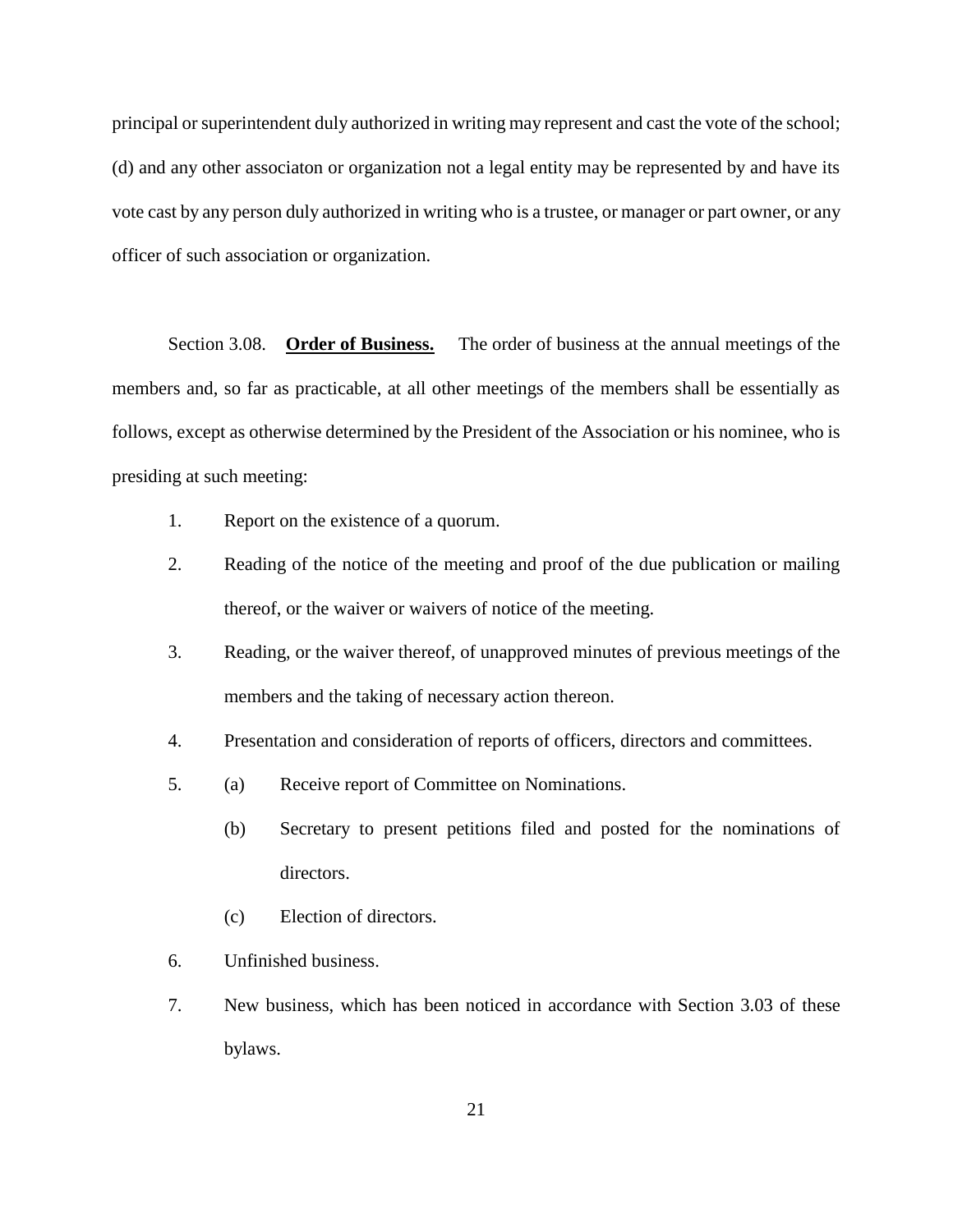principal or superintendent duly authorized in writing may represent and cast the vote of the school; (d) and any other associaton or organization not a legal entity may be represented by and have its vote cast by any person duly authorized in writing who is a trustee, or manager or part owner, or any officer of such association or organization.

Section 3.08. **Order of Business.** The order of business at the annual meetings of the members and, so far as practicable, at all other meetings of the members shall be essentially as follows, except as otherwise determined by the President of the Association or his nominee, who is presiding at such meeting:

1. Report on the existence of a quorum.
2. Reading of the notice of the meeting and proof of the due publication or mailing thereof, or the waiver or waivers of notice of the meeting.
3. Reading, or the waiver thereof, of unapproved minutes of previous meetings of the members and the taking of necessary action thereon.
4. Presentation and consideration of reports of officers, directors and committees.
5. (a) Receive report of Committee on Nominations.

   (b) Secretary to present petitions filed and posted for the nominations of directors.

   (c) Election of directors.
6. Unfinished business.
7. New business, which has been noticed in accordance with Section 3.03 of these bylaws.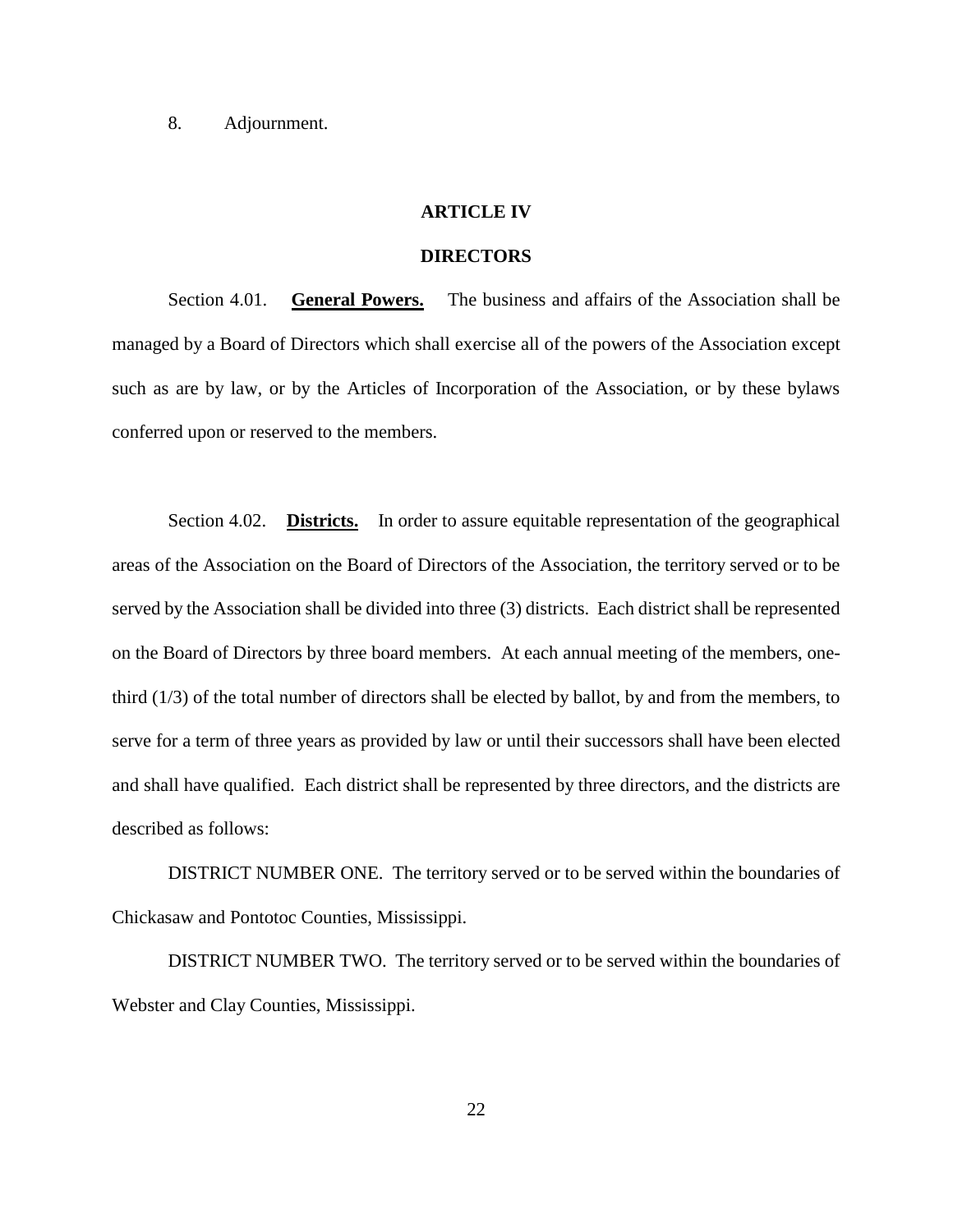8. Adjournment.

## ARTICLE IV

## DIRECTORS

Section 4.01. **General Powers.** The business and affairs of the Association shall be managed by a Board of Directors which shall exercise all of the powers of the Association except such as are by law, or by the Articles of Incorporation of the Association, or by these bylaws conferred upon or reserved to the members.

Section 4.02. **Districts.** In order to assure equitable representation of the geographical areas of the Association on the Board of Directors of the Association, the territory served or to be served by the Association shall be divided into three (3) districts. Each district shall be represented on the Board of Directors by three board members. At each annual meeting of the members, one-third (1/3) of the total number of directors shall be elected by ballot, by and from the members, to serve for a term of three years as provided by law or until their successors shall have been elected and shall have qualified. Each district shall be represented by three directors, and the districts are described as follows:

DISTRICT NUMBER ONE. The territory served or to be served within the boundaries of Chickasaw and Pontotoc Counties, Mississippi.

DISTRICT NUMBER TWO. The territory served or to be served within the boundaries of Webster and Clay Counties, Mississippi.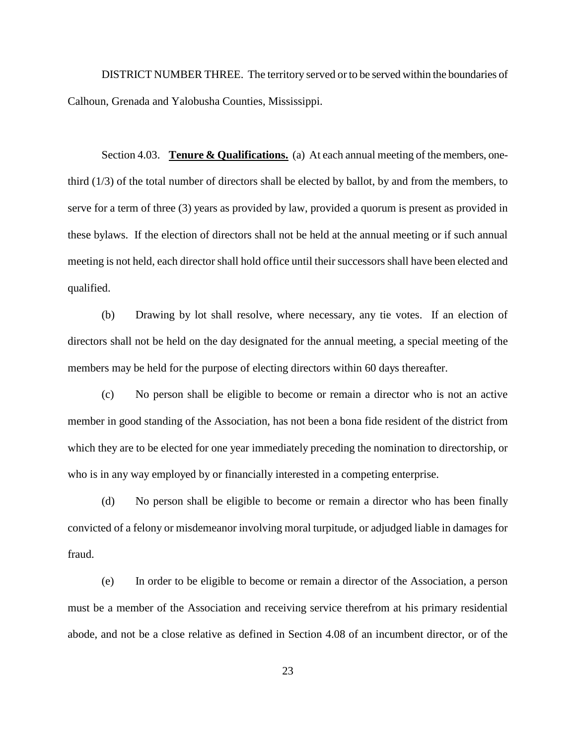DISTRICT NUMBER THREE. The territory served or to be served within the boundaries of Calhoun, Grenada and Yalobusha Counties, Mississippi.

Section 4.03. **Tenure & Qualifications.** (a) At each annual meeting of the members, one-third (1/3) of the total number of directors shall be elected by ballot, by and from the members, to serve for a term of three (3) years as provided by law, provided a quorum is present as provided in these bylaws. If the election of directors shall not be held at the annual meeting or if such annual meeting is not held, each director shall hold office until their successors shall have been elected and qualified.

(b) Drawing by lot shall resolve, where necessary, any tie votes. If an election of directors shall not be held on the day designated for the annual meeting, a special meeting of the members may be held for the purpose of electing directors within 60 days thereafter.

(c) No person shall be eligible to become or remain a director who is not an active member in good standing of the Association, has not been a bona fide resident of the district from which they are to be elected for one year immediately preceding the nomination to directorship, or who is in any way employed by or financially interested in a competing enterprise.

(d) No person shall be eligible to become or remain a director who has been finally convicted of a felony or misdemeanor involving moral turpitude, or adjudged liable in damages for fraud.

(e) In order to be eligible to become or remain a director of the Association, a person must be a member of the Association and receiving service therefrom at his primary residential abode, and not be a close relative as defined in Section 4.08 of an incumbent director, or of the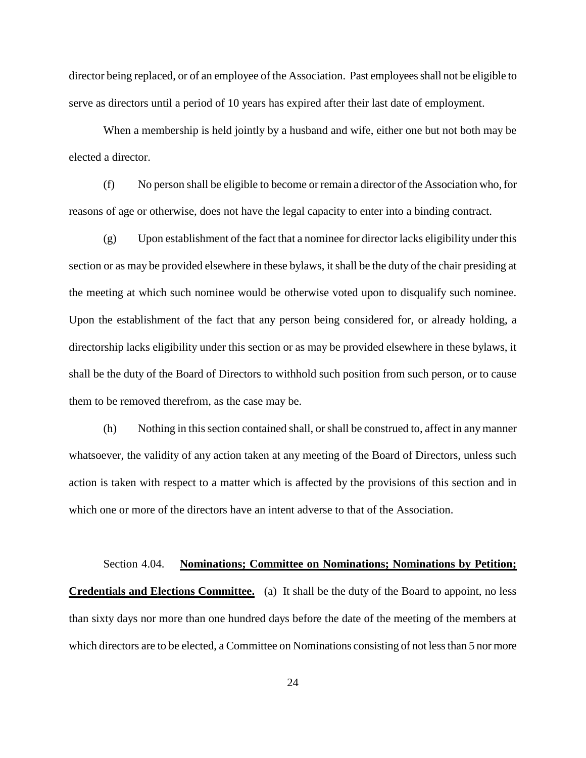director being replaced, or of an employee of the Association. Past employees shall not be eligible to serve as directors until a period of 10 years has expired after their last date of employment.

When a membership is held jointly by a husband and wife, either one but not both may be elected a director.

(f) No person shall be eligible to become or remain a director of the Association who, for reasons of age or otherwise, does not have the legal capacity to enter into a binding contract.

(g) Upon establishment of the fact that a nominee for director lacks eligibility under this section or as may be provided elsewhere in these bylaws, it shall be the duty of the chair presiding at the meeting at which such nominee would be otherwise voted upon to disqualify such nominee. Upon the establishment of the fact that any person being considered for, or already holding, a directorship lacks eligibility under this section or as may be provided elsewhere in these bylaws, it shall be the duty of the Board of Directors to withhold such position from such person, or to cause them to be removed therefrom, as the case may be.

(h) Nothing in this section contained shall, or shall be construed to, affect in any manner whatsoever, the validity of any action taken at any meeting of the Board of Directors, unless such action is taken with respect to a matter which is affected by the provisions of this section and in which one or more of the directors have an intent adverse to that of the Association.

Section 4.04. **Nominations; Committee on Nominations; Nominations by Petition; Credentials and Elections Committee.** (a) It shall be the duty of the Board to appoint, no less than sixty days nor more than one hundred days before the date of the meeting of the members at which directors are to be elected, a Committee on Nominations consisting of not less than 5 nor more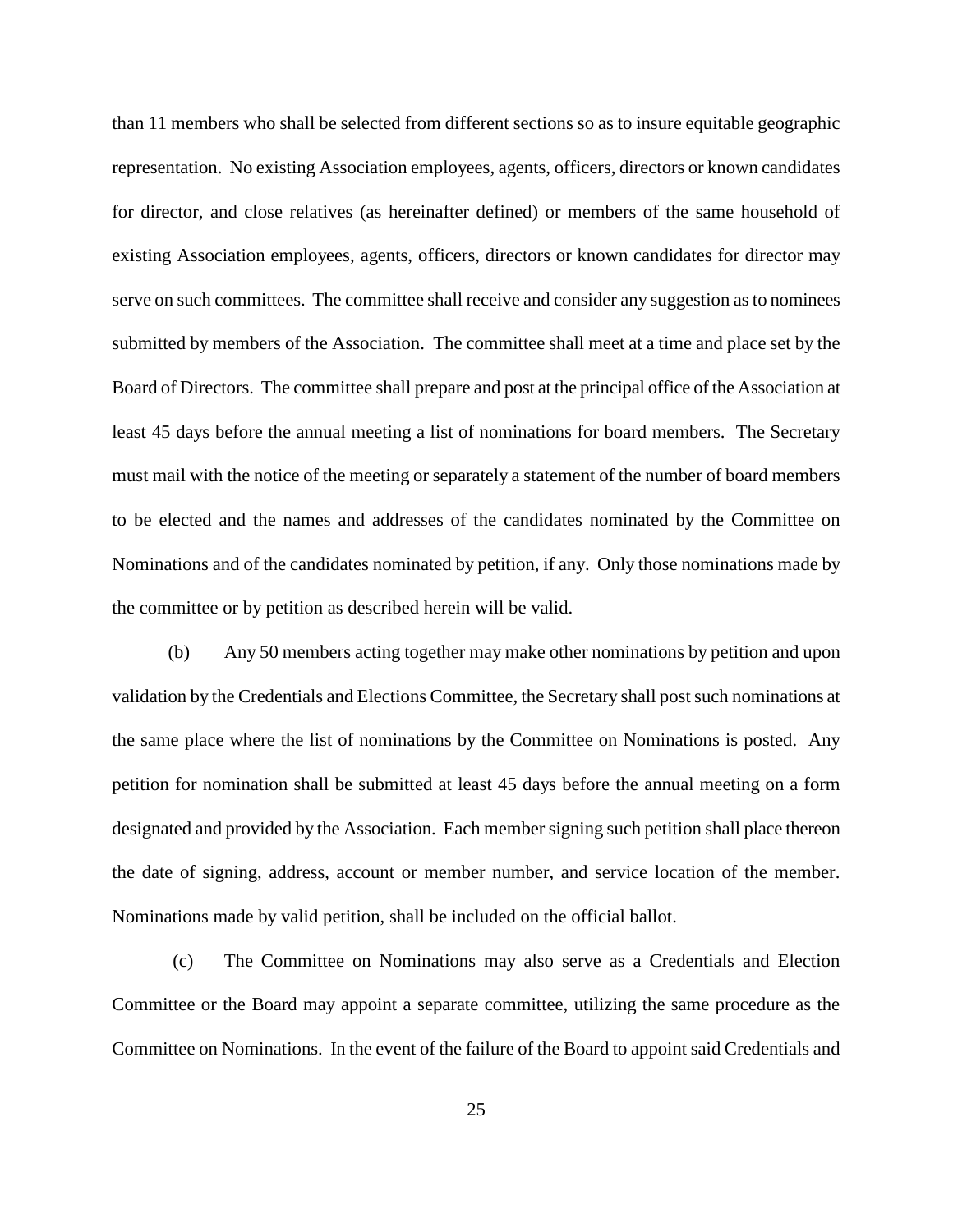than 11 members who shall be selected from different sections so as to insure equitable geographic representation. No existing Association employees, agents, officers, directors or known candidates for director, and close relatives (as hereinafter defined) or members of the same household of existing Association employees, agents, officers, directors or known candidates for director may serve on such committees. The committee shall receive and consider any suggestion as to nominees submitted by members of the Association. The committee shall meet at a time and place set by the Board of Directors. The committee shall prepare and post at the principal office of the Association at least 45 days before the annual meeting a list of nominations for board members. The Secretary must mail with the notice of the meeting or separately a statement of the number of board members to be elected and the names and addresses of the candidates nominated by the Committee on Nominations and of the candidates nominated by petition, if any. Only those nominations made by the committee or by petition as described herein will be valid.

(b) Any 50 members acting together may make other nominations by petition and upon validation by the Credentials and Elections Committee, the Secretary shall post such nominations at the same place where the list of nominations by the Committee on Nominations is posted. Any petition for nomination shall be submitted at least 45 days before the annual meeting on a form designated and provided by the Association. Each member signing such petition shall place thereon the date of signing, address, account or member number, and service location of the member. Nominations made by valid petition, shall be included on the official ballot.

(c) The Committee on Nominations may also serve as a Credentials and Election Committee or the Board may appoint a separate committee, utilizing the same procedure as the Committee on Nominations. In the event of the failure of the Board to appoint said Credentials and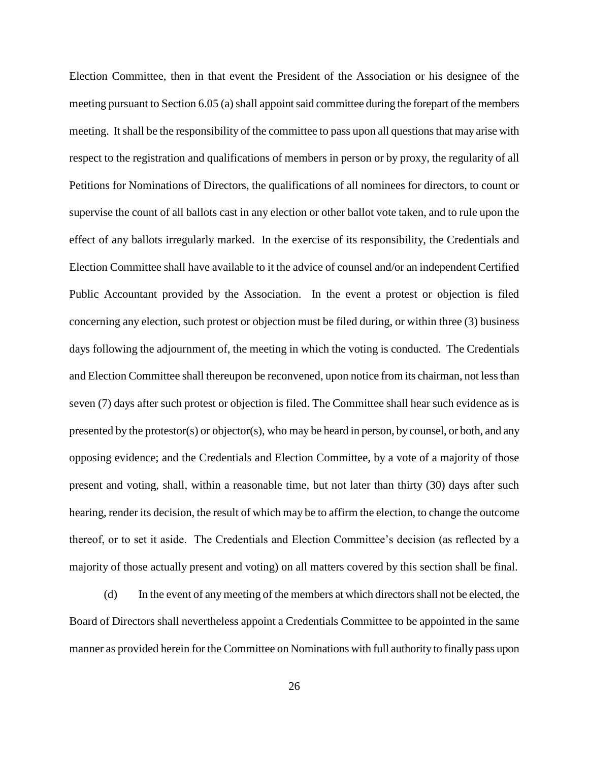Election Committee, then in that event the President of the Association or his designee of the meeting pursuant to Section 6.05 (a) shall appoint said committee during the forepart of the members meeting. It shall be the responsibility of the committee to pass upon all questions that may arise with respect to the registration and qualifications of members in person or by proxy, the regularity of all Petitions for Nominations of Directors, the qualifications of all nominees for directors, to count or supervise the count of all ballots cast in any election or other ballot vote taken, and to rule upon the effect of any ballots irregularly marked. In the exercise of its responsibility, the Credentials and Election Committee shall have available to it the advice of counsel and/or an independent Certified Public Accountant provided by the Association. In the event a protest or objection is filed concerning any election, such protest or objection must be filed during, or within three (3) business days following the adjournment of, the meeting in which the voting is conducted. The Credentials and Election Committee shall thereupon be reconvened, upon notice from its chairman, not less than seven (7) days after such protest or objection is filed. The Committee shall hear such evidence as is presented by the protestor(s) or objector(s), who may be heard in person, by counsel, or both, and any opposing evidence; and the Credentials and Election Committee, by a vote of a majority of those present and voting, shall, within a reasonable time, but not later than thirty (30) days after such hearing, render its decision, the result of which may be to affirm the election, to change the outcome thereof, or to set it aside. The Credentials and Election Committee's decision (as reflected by a majority of those actually present and voting) on all matters covered by this section shall be final.

(d) In the event of any meeting of the members at which directors shall not be elected, the Board of Directors shall nevertheless appoint a Credentials Committee to be appointed in the same manner as provided herein for the Committee on Nominations with full authority to finally pass upon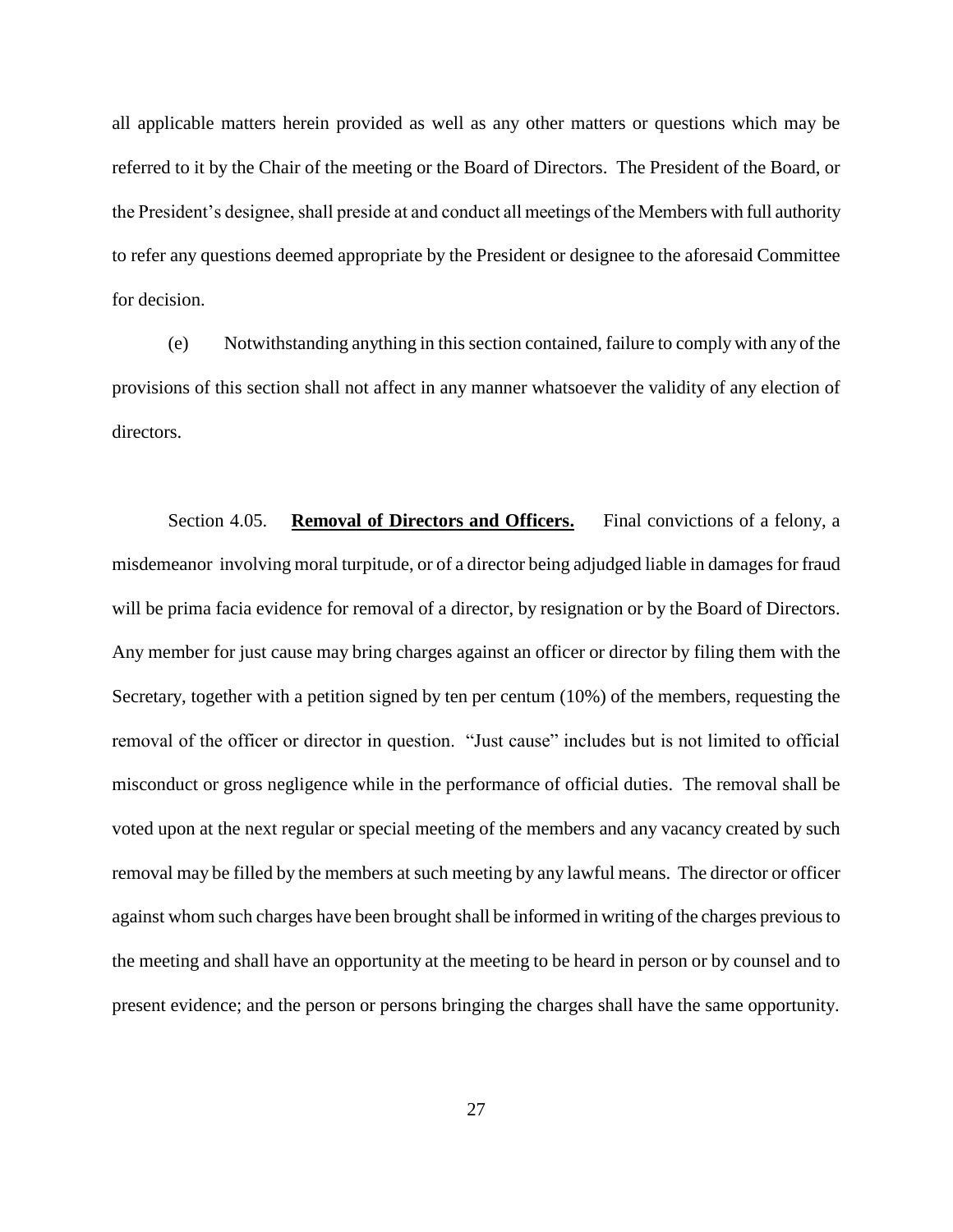all applicable matters herein provided as well as any other matters or questions which may be referred to it by the Chair of the meeting or the Board of Directors. The President of the Board, or the President's designee, shall preside at and conduct all meetings of the Members with full authority to refer any questions deemed appropriate by the President or designee to the aforesaid Committee for decision.

(e) Notwithstanding anything in this section contained, failure to comply with any of the provisions of this section shall not affect in any manner whatsoever the validity of any election of directors.

Section 4.05. **Removal of Directors and Officers.** Final convictions of a felony, a misdemeanor involving moral turpitude, or of a director being adjudged liable in damages for fraud will be prima facia evidence for removal of a director, by resignation or by the Board of Directors. Any member for just cause may bring charges against an officer or director by filing them with the Secretary, together with a petition signed by ten per centum (10%) of the members, requesting the removal of the officer or director in question. "Just cause" includes but is not limited to official misconduct or gross negligence while in the performance of official duties. The removal shall be voted upon at the next regular or special meeting of the members and any vacancy created by such removal may be filled by the members at such meeting by any lawful means. The director or officer against whom such charges have been brought shall be informed in writing of the charges previous to the meeting and shall have an opportunity at the meeting to be heard in person or by counsel and to present evidence; and the person or persons bringing the charges shall have the same opportunity.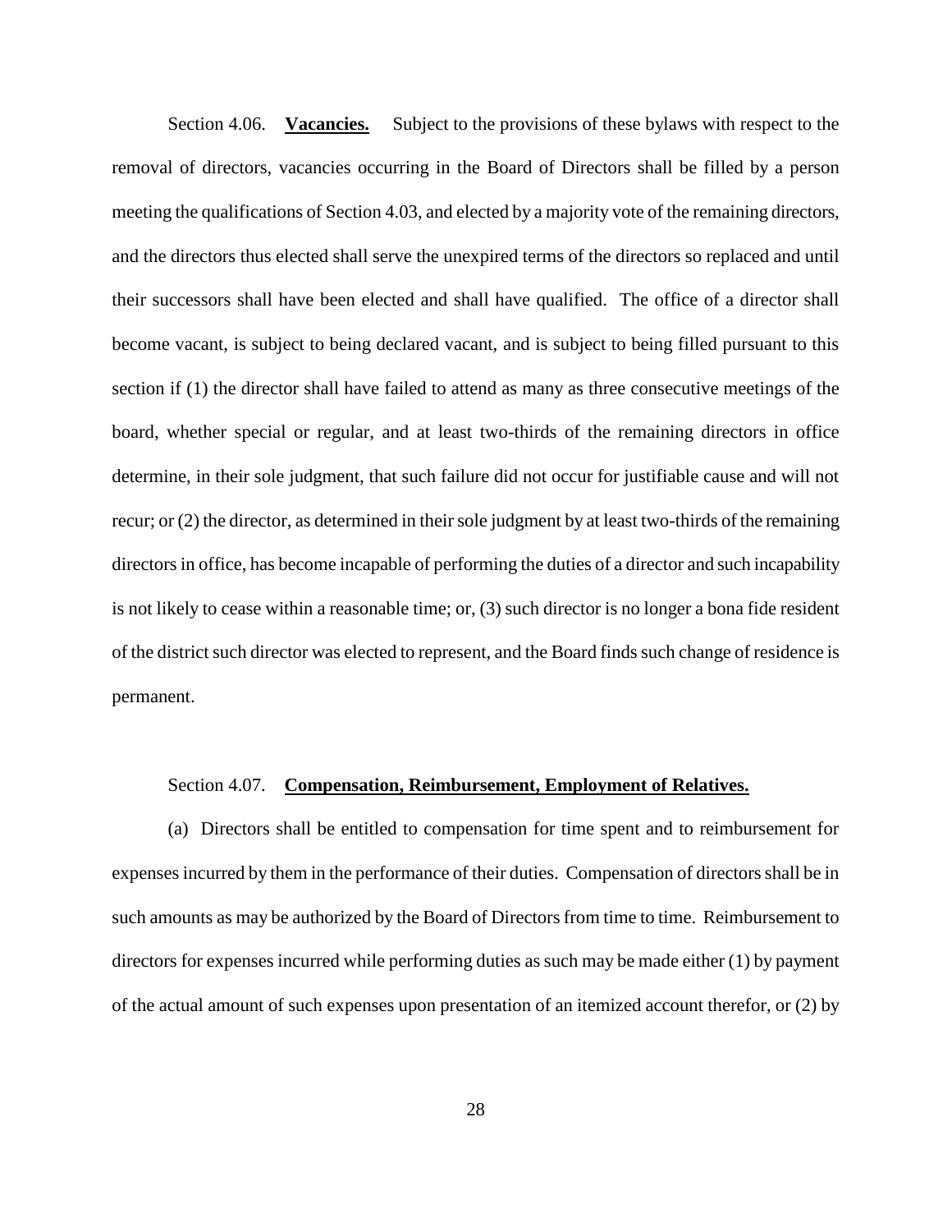Section 4.06. **Vacancies.** Subject to the provisions of these bylaws with respect to the removal of directors, vacancies occurring in the Board of Directors shall be filled by a person meeting the qualifications of Section 4.03, and elected by a majority vote of the remaining directors, and the directors thus elected shall serve the unexpired terms of the directors so replaced and until their successors shall have been elected and shall have qualified. The office of a director shall become vacant, is subject to being declared vacant, and is subject to being filled pursuant to this section if (1) the director shall have failed to attend as many as three consecutive meetings of the board, whether special or regular, and at least two-thirds of the remaining directors in office determine, in their sole judgment, that such failure did not occur for justifiable cause and will not recur; or (2) the director, as determined in their sole judgment by at least two-thirds of the remaining directors in office, has become incapable of performing the duties of a director and such incapability is not likely to cease within a reasonable time; or, (3) such director is no longer a bona fide resident of the district such director was elected to represent, and the Board finds such change of residence is permanent.

Section 4.07. **Compensation, Reimbursement, Employment of Relatives.**

(a) Directors shall be entitled to compensation for time spent and to reimbursement for expenses incurred by them in the performance of their duties. Compensation of directors shall be in such amounts as may be authorized by the Board of Directors from time to time. Reimbursement to directors for expenses incurred while performing duties as such may be made either (1) by payment of the actual amount of such expenses upon presentation of an itemized account therefor, or (2) by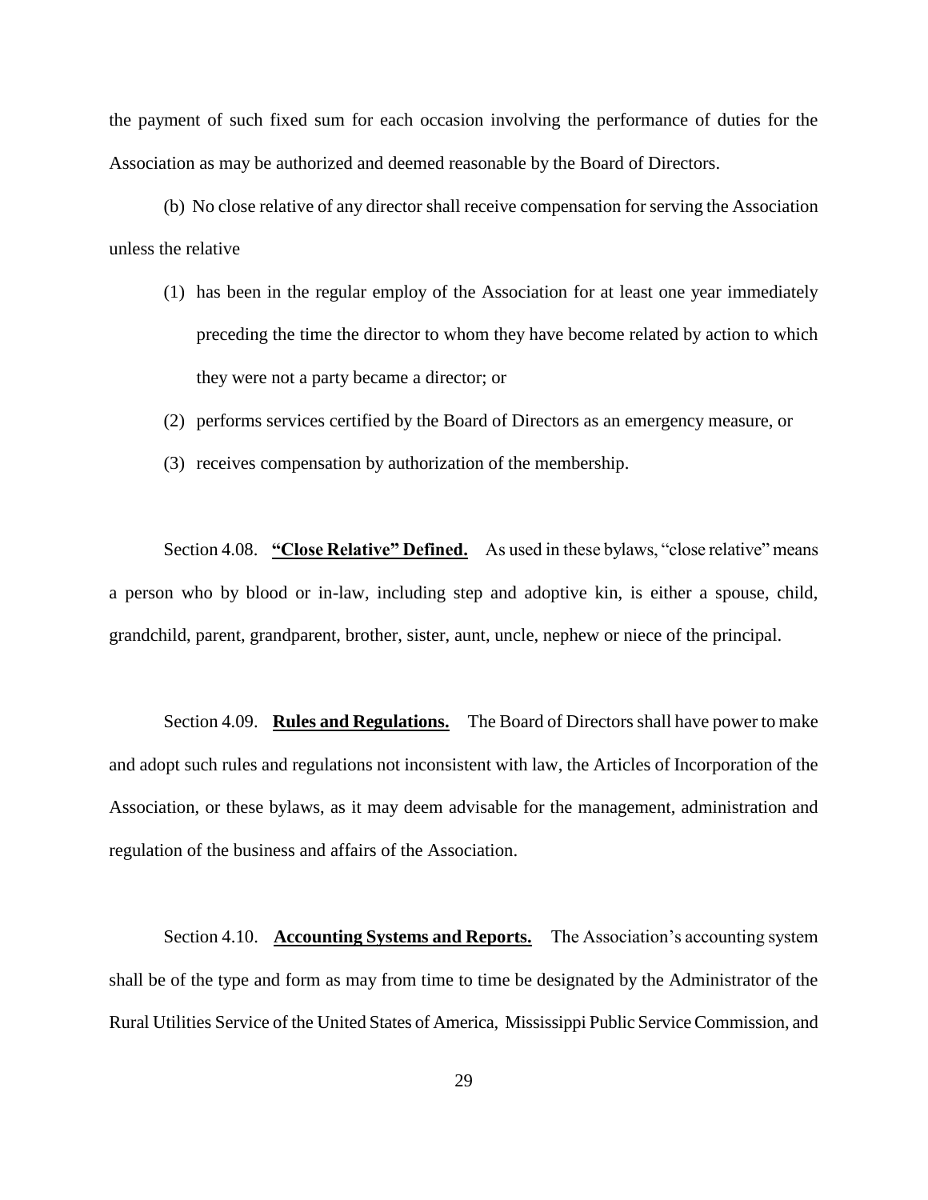the payment of such fixed sum for each occasion involving the performance of duties for the Association as may be authorized and deemed reasonable by the Board of Directors.

(b) No close relative of any director shall receive compensation for serving the Association unless the relative

(1) has been in the regular employ of the Association for at least one year immediately preceding the time the director to whom they have become related by action to which they were not a party became a director; or

(2) performs services certified by the Board of Directors as an emergency measure, or

(3) receives compensation by authorization of the membership.

Section 4.08. **"Close Relative" Defined.** As used in these bylaws, "close relative" means a person who by blood or in-law, including step and adoptive kin, is either a spouse, child, grandchild, parent, grandparent, brother, sister, aunt, uncle, nephew or niece of the principal.

Section 4.09. **Rules and Regulations.** The Board of Directors shall have power to make and adopt such rules and regulations not inconsistent with law, the Articles of Incorporation of the Association, or these bylaws, as it may deem advisable for the management, administration and regulation of the business and affairs of the Association.

Section 4.10. **Accounting Systems and Reports.** The Association's accounting system shall be of the type and form as may from time to time be designated by the Administrator of the Rural Utilities Service of the United States of America, Mississippi Public Service Commission, and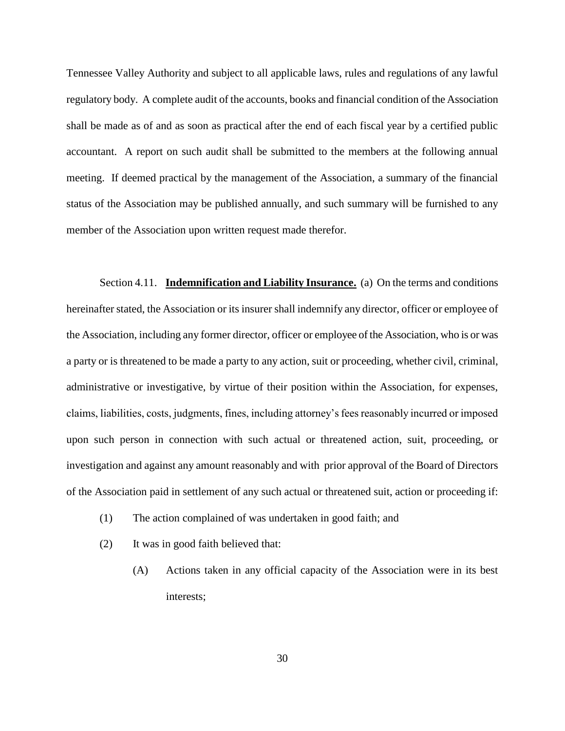Tennessee Valley Authority and subject to all applicable laws, rules and regulations of any lawful regulatory body. A complete audit of the accounts, books and financial condition of the Association shall be made as of and as soon as practical after the end of each fiscal year by a certified public accountant. A report on such audit shall be submitted to the members at the following annual meeting. If deemed practical by the management of the Association, a summary of the financial status of the Association may be published annually, and such summary will be furnished to any member of the Association upon written request made therefor.

Section 4.11. **Indemnification and Liability Insurance.** (a) On the terms and conditions hereinafter stated, the Association or its insurer shall indemnify any director, officer or employee of the Association, including any former director, officer or employee of the Association, who is or was a party or is threatened to be made a party to any action, suit or proceeding, whether civil, criminal, administrative or investigative, by virtue of their position within the Association, for expenses, claims, liabilities, costs, judgments, fines, including attorney's fees reasonably incurred or imposed upon such person in connection with such actual or threatened action, suit, proceeding, or investigation and against any amount reasonably and with prior approval of the Board of Directors of the Association paid in settlement of any such actual or threatened suit, action or proceeding if:

(1) The action complained of was undertaken in good faith; and

(2) It was in good faith believed that:

  (A) Actions taken in any official capacity of the Association were in its best interests;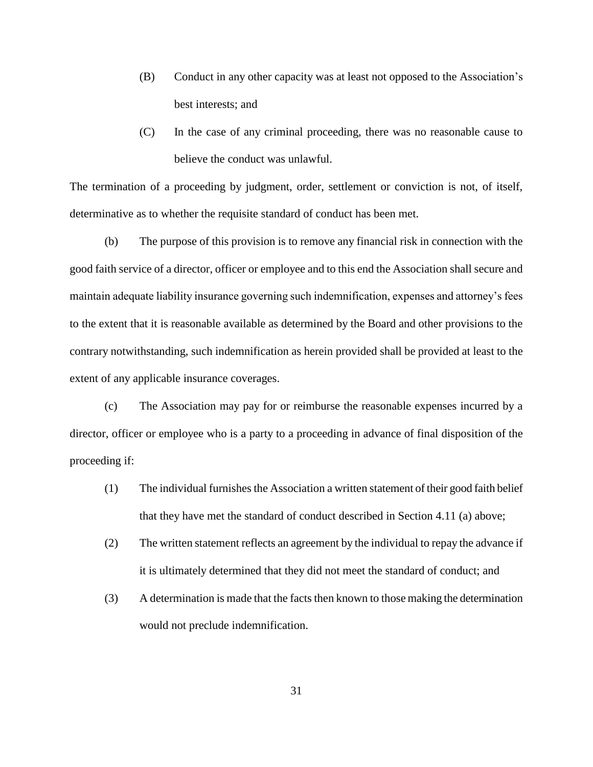(B) Conduct in any other capacity was at least not opposed to the Association's best interests; and

(C) In the case of any criminal proceeding, there was no reasonable cause to believe the conduct was unlawful.

The termination of a proceeding by judgment, order, settlement or conviction is not, of itself, determinative as to whether the requisite standard of conduct has been met.

(b) The purpose of this provision is to remove any financial risk in connection with the good faith service of a director, officer or employee and to this end the Association shall secure and maintain adequate liability insurance governing such indemnification, expenses and attorney's fees to the extent that it is reasonable available as determined by the Board and other provisions to the contrary notwithstanding, such indemnification as herein provided shall be provided at least to the extent of any applicable insurance coverages.

(c) The Association may pay for or reimburse the reasonable expenses incurred by a director, officer or employee who is a party to a proceeding in advance of final disposition of the proceeding if:

(1) The individual furnishes the Association a written statement of their good faith belief that they have met the standard of conduct described in Section 4.11 (a) above;

(2) The written statement reflects an agreement by the individual to repay the advance if it is ultimately determined that they did not meet the standard of conduct; and

(3) A determination is made that the facts then known to those making the determination would not preclude indemnification.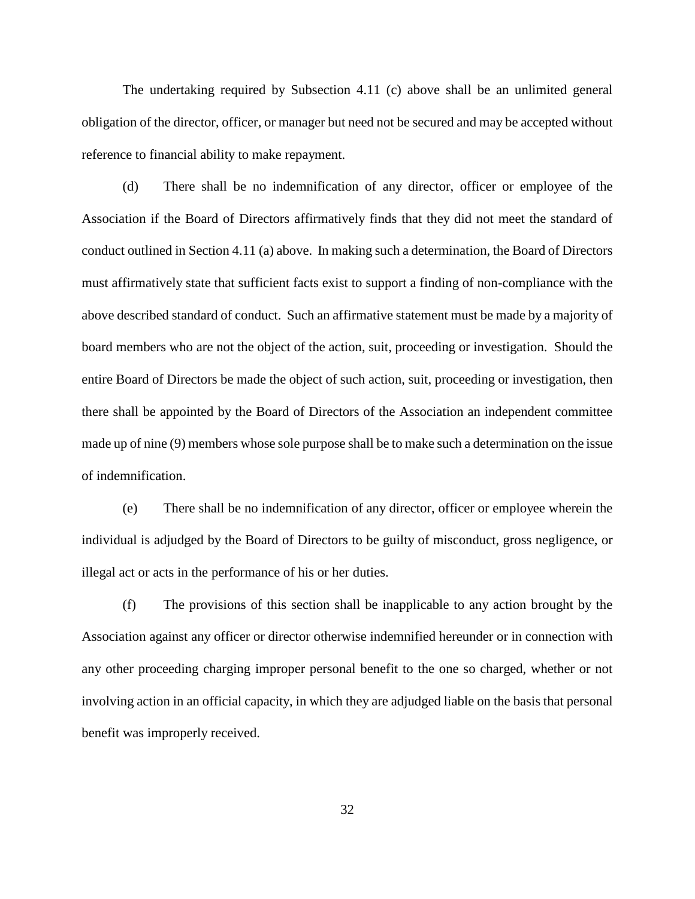The undertaking required by Subsection 4.11 (c) above shall be an unlimited general obligation of the director, officer, or manager but need not be secured and may be accepted without reference to financial ability to make repayment.

(d) There shall be no indemnification of any director, officer or employee of the Association if the Board of Directors affirmatively finds that they did not meet the standard of conduct outlined in Section 4.11 (a) above. In making such a determination, the Board of Directors must affirmatively state that sufficient facts exist to support a finding of non-compliance with the above described standard of conduct. Such an affirmative statement must be made by a majority of board members who are not the object of the action, suit, proceeding or investigation. Should the entire Board of Directors be made the object of such action, suit, proceeding or investigation, then there shall be appointed by the Board of Directors of the Association an independent committee made up of nine (9) members whose sole purpose shall be to make such a determination on the issue of indemnification.

(e) There shall be no indemnification of any director, officer or employee wherein the individual is adjudged by the Board of Directors to be guilty of misconduct, gross negligence, or illegal act or acts in the performance of his or her duties.

(f) The provisions of this section shall be inapplicable to any action brought by the Association against any officer or director otherwise indemnified hereunder or in connection with any other proceeding charging improper personal benefit to the one so charged, whether or not involving action in an official capacity, in which they are adjudged liable on the basis that personal benefit was improperly received.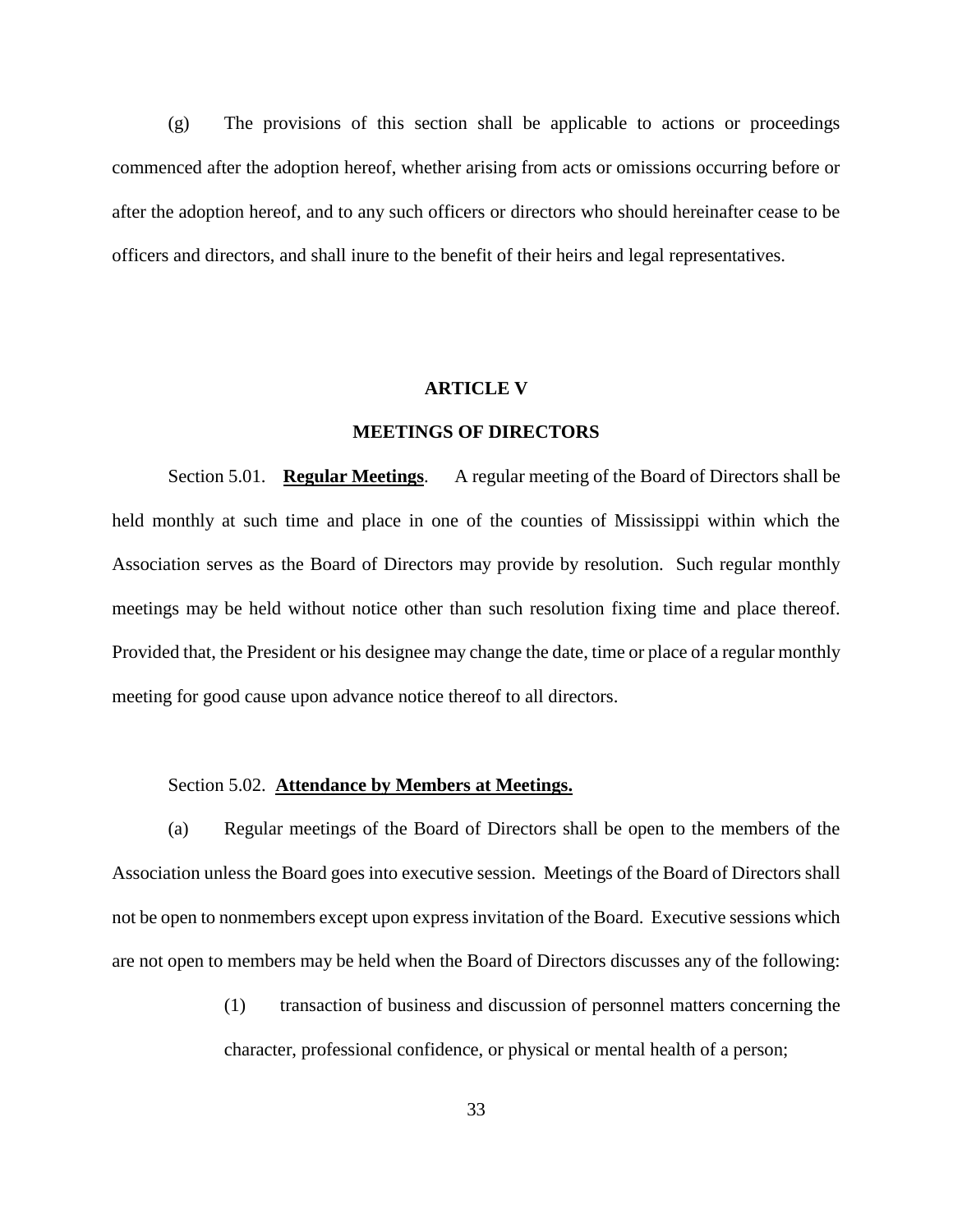(g) The provisions of this section shall be applicable to actions or proceedings commenced after the adoption hereof, whether arising from acts or omissions occurring before or after the adoption hereof, and to any such officers or directors who should hereinafter cease to be officers and directors, and shall inure to the benefit of their heirs and legal representatives.

## ARTICLE V

## MEETINGS OF DIRECTORS

Section 5.01. **Regular Meetings**. A regular meeting of the Board of Directors shall be held monthly at such time and place in one of the counties of Mississippi within which the Association serves as the Board of Directors may provide by resolution. Such regular monthly meetings may be held without notice other than such resolution fixing time and place thereof. Provided that, the President or his designee may change the date, time or place of a regular monthly meeting for good cause upon advance notice thereof to all directors.

Section 5.02. **Attendance by Members at Meetings.**

(a) Regular meetings of the Board of Directors shall be open to the members of the Association unless the Board goes into executive session. Meetings of the Board of Directors shall not be open to nonmembers except upon express invitation of the Board. Executive sessions which are not open to members may be held when the Board of Directors discusses any of the following:

> (1) transaction of business and discussion of personnel matters concerning the character, professional confidence, or physical or mental health of a person;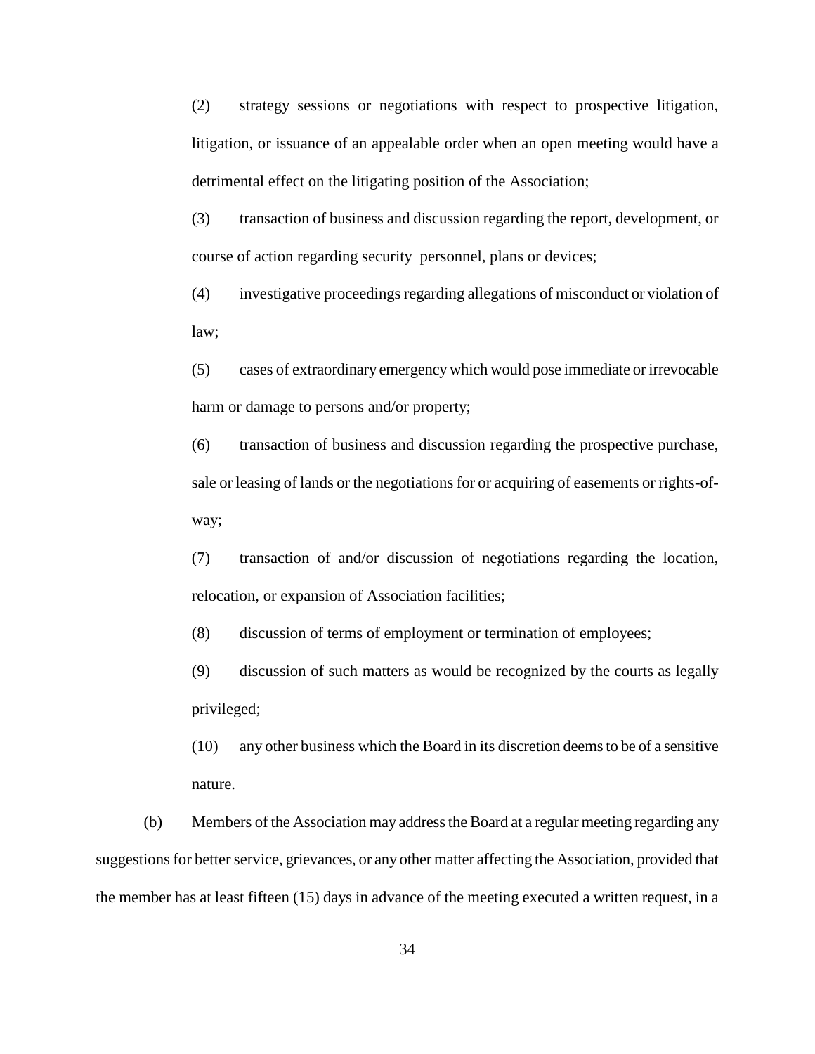(2) strategy sessions or negotiations with respect to prospective litigation, litigation, or issuance of an appealable order when an open meeting would have a detrimental effect on the litigating position of the Association;

(3) transaction of business and discussion regarding the report, development, or course of action regarding security personnel, plans or devices;

(4) investigative proceedings regarding allegations of misconduct or violation of law;

(5) cases of extraordinary emergency which would pose immediate or irrevocable harm or damage to persons and/or property;

(6) transaction of business and discussion regarding the prospective purchase, sale or leasing of lands or the negotiations for or acquiring of easements or rights-of-way;

(7) transaction of and/or discussion of negotiations regarding the location, relocation, or expansion of Association facilities;

(8) discussion of terms of employment or termination of employees;

(9) discussion of such matters as would be recognized by the courts as legally privileged;

(10) any other business which the Board in its discretion deems to be of a sensitive nature.

(b) Members of the Association may address the Board at a regular meeting regarding any suggestions for better service, grievances, or any other matter affecting the Association, provided that the member has at least fifteen (15) days in advance of the meeting executed a written request, in a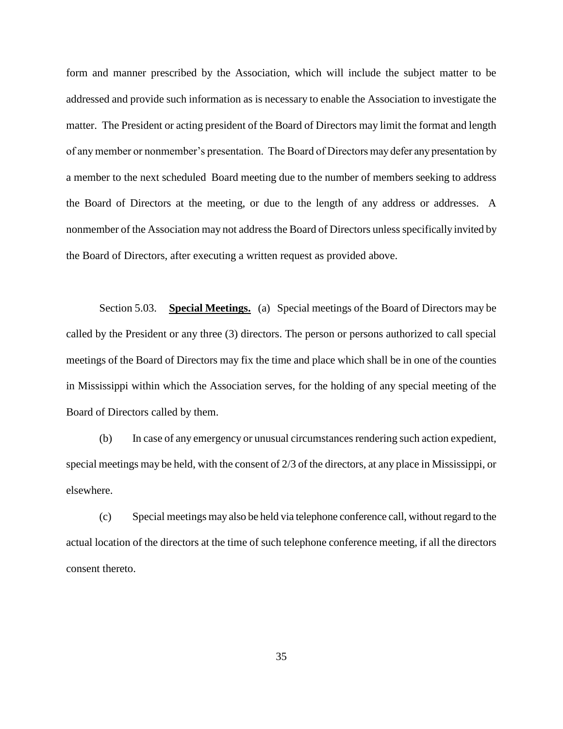form and manner prescribed by the Association, which will include the subject matter to be addressed and provide such information as is necessary to enable the Association to investigate the matter. The President or acting president of the Board of Directors may limit the format and length of any member or nonmember's presentation. The Board of Directors may defer any presentation by a member to the next scheduled Board meeting due to the number of members seeking to address the Board of Directors at the meeting, or due to the length of any address or addresses. A nonmember of the Association may not address the Board of Directors unless specifically invited by the Board of Directors, after executing a written request as provided above.

Section 5.03. **Special Meetings.** (a) Special meetings of the Board of Directors may be called by the President or any three (3) directors. The person or persons authorized to call special meetings of the Board of Directors may fix the time and place which shall be in one of the counties in Mississippi within which the Association serves, for the holding of any special meeting of the Board of Directors called by them.

(b) In case of any emergency or unusual circumstances rendering such action expedient, special meetings may be held, with the consent of 2/3 of the directors, at any place in Mississippi, or elsewhere.

(c) Special meetings may also be held via telephone conference call, without regard to the actual location of the directors at the time of such telephone conference meeting, if all the directors consent thereto.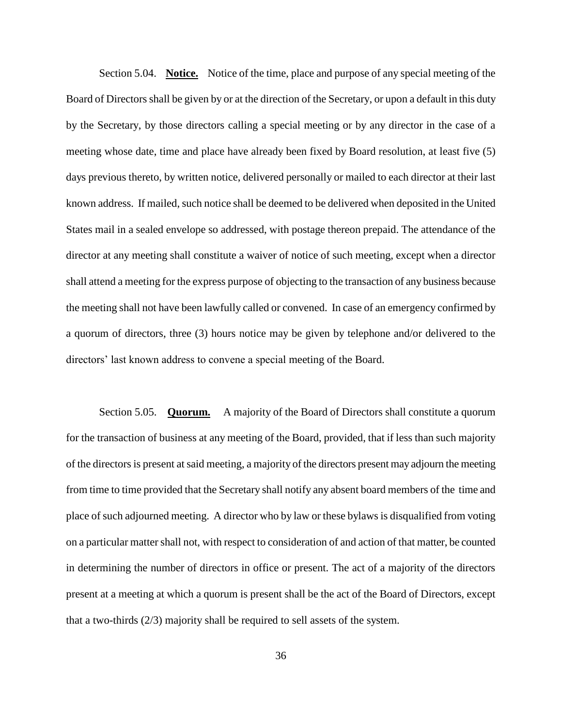Section 5.04. **Notice.** Notice of the time, place and purpose of any special meeting of the Board of Directors shall be given by or at the direction of the Secretary, or upon a default in this duty by the Secretary, by those directors calling a special meeting or by any director in the case of a meeting whose date, time and place have already been fixed by Board resolution, at least five (5) days previous thereto, by written notice, delivered personally or mailed to each director at their last known address. If mailed, such notice shall be deemed to be delivered when deposited in the United States mail in a sealed envelope so addressed, with postage thereon prepaid. The attendance of the director at any meeting shall constitute a waiver of notice of such meeting, except when a director shall attend a meeting for the express purpose of objecting to the transaction of any business because the meeting shall not have been lawfully called or convened. In case of an emergency confirmed by a quorum of directors, three (3) hours notice may be given by telephone and/or delivered to the directors' last known address to convene a special meeting of the Board.

Section 5.05. **Quorum.** A majority of the Board of Directors shall constitute a quorum for the transaction of business at any meeting of the Board, provided, that if less than such majority of the directors is present at said meeting, a majority of the directors present may adjourn the meeting from time to time provided that the Secretary shall notify any absent board members of the time and place of such adjourned meeting. A director who by law or these bylaws is disqualified from voting on a particular matter shall not, with respect to consideration of and action of that matter, be counted in determining the number of directors in office or present. The act of a majority of the directors present at a meeting at which a quorum is present shall be the act of the Board of Directors, except that a two-thirds (2/3) majority shall be required to sell assets of the system.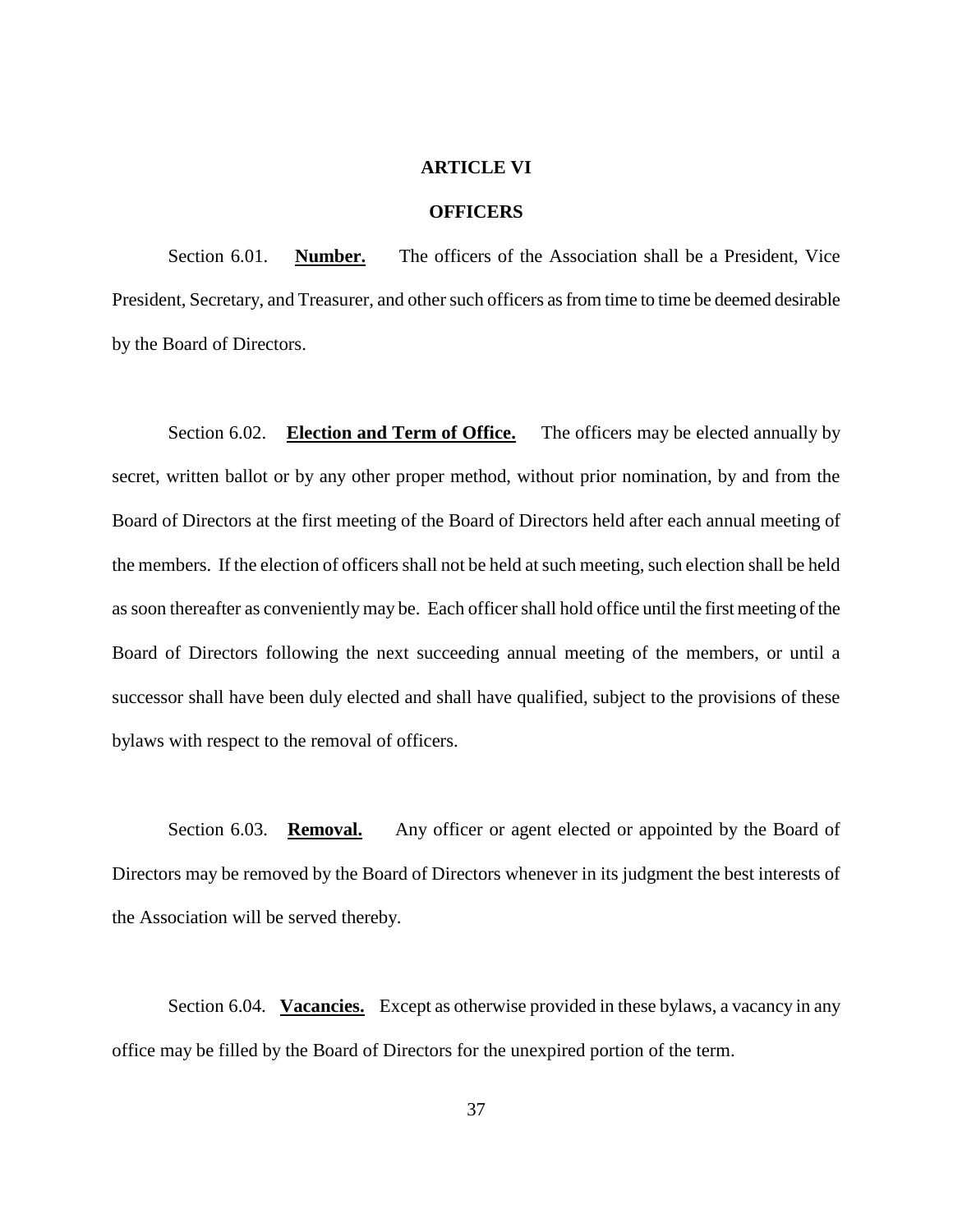# ARTICLE VI

## OFFICERS

Section 6.01. **Number.** The officers of the Association shall be a President, Vice President, Secretary, and Treasurer, and other such officers as from time to time be deemed desirable by the Board of Directors.

Section 6.02. **Election and Term of Office.** The officers may be elected annually by secret, written ballot or by any other proper method, without prior nomination, by and from the Board of Directors at the first meeting of the Board of Directors held after each annual meeting of the members. If the election of officers shall not be held at such meeting, such election shall be held as soon thereafter as conveniently may be. Each officer shall hold office until the first meeting of the Board of Directors following the next succeeding annual meeting of the members, or until a successor shall have been duly elected and shall have qualified, subject to the provisions of these bylaws with respect to the removal of officers.

Section 6.03. **Removal.** Any officer or agent elected or appointed by the Board of Directors may be removed by the Board of Directors whenever in its judgment the best interests of the Association will be served thereby.

Section 6.04. **Vacancies.** Except as otherwise provided in these bylaws, a vacancy in any office may be filled by the Board of Directors for the unexpired portion of the term.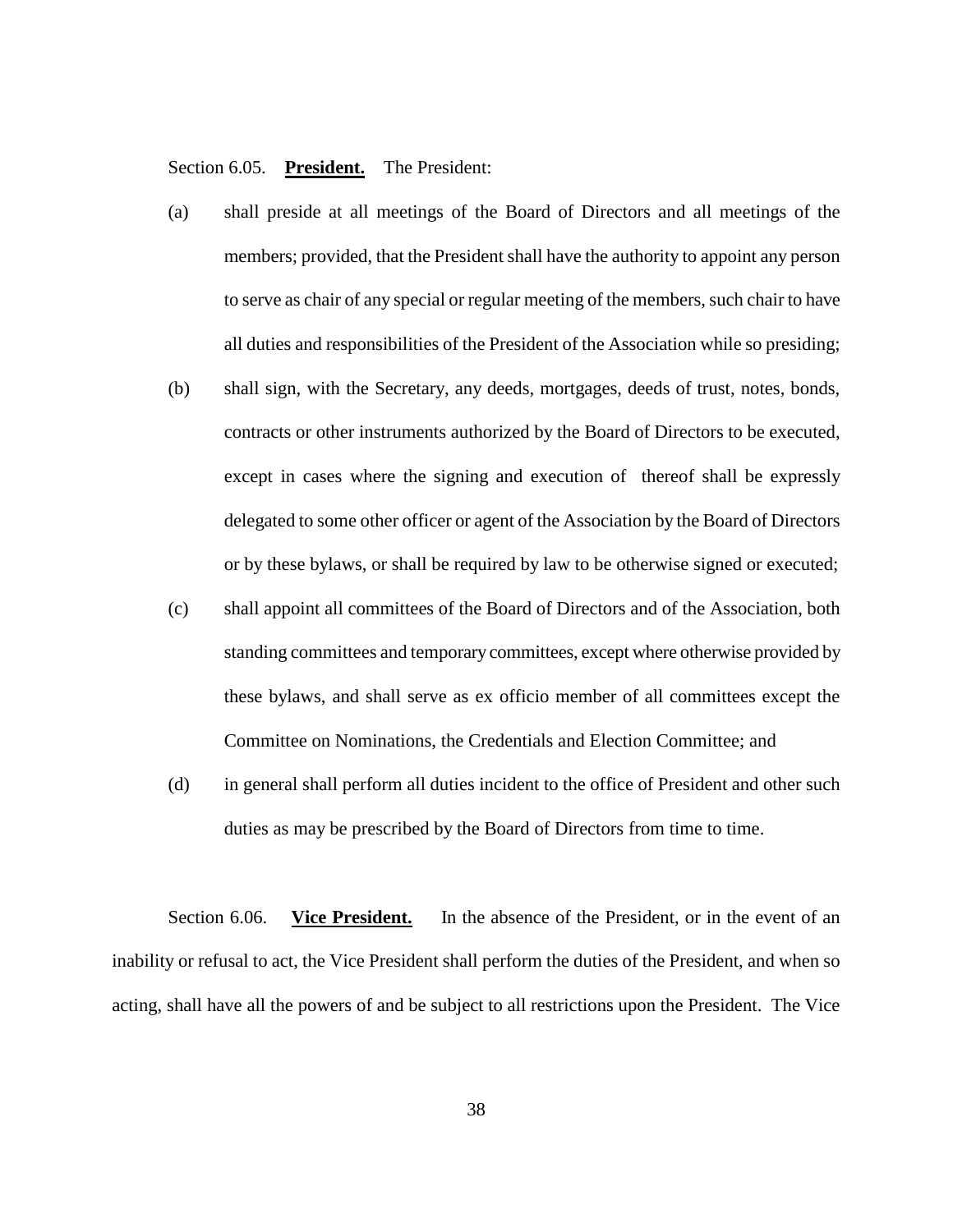Section 6.05. **President.** The President:

(a) shall preside at all meetings of the Board of Directors and all meetings of the members; provided, that the President shall have the authority to appoint any person to serve as chair of any special or regular meeting of the members, such chair to have all duties and responsibilities of the President of the Association while so presiding;

(b) shall sign, with the Secretary, any deeds, mortgages, deeds of trust, notes, bonds, contracts or other instruments authorized by the Board of Directors to be executed, except in cases where the signing and execution of thereof shall be expressly delegated to some other officer or agent of the Association by the Board of Directors or by these bylaws, or shall be required by law to be otherwise signed or executed;

(c) shall appoint all committees of the Board of Directors and of the Association, both standing committees and temporary committees, except where otherwise provided by these bylaws, and shall serve as ex officio member of all committees except the Committee on Nominations, the Credentials and Election Committee; and

(d) in general shall perform all duties incident to the office of President and other such duties as may be prescribed by the Board of Directors from time to time.

Section 6.06. **Vice President.** In the absence of the President, or in the event of an inability or refusal to act, the Vice President shall perform the duties of the President, and when so acting, shall have all the powers of and be subject to all restrictions upon the President. The Vice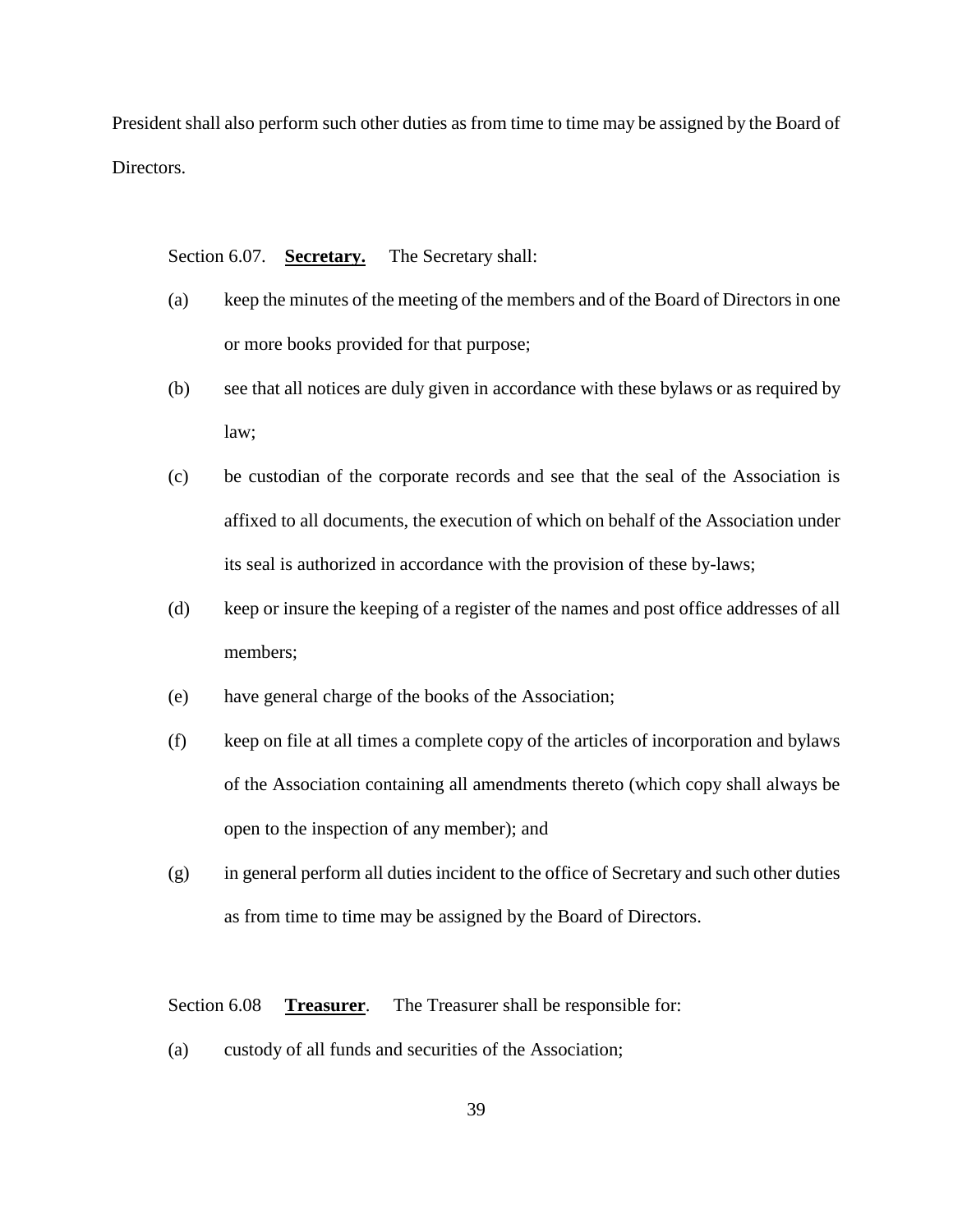President shall also perform such other duties as from time to time may be assigned by the Board of Directors.

Section 6.07. **Secretary.** The Secretary shall:

(a) keep the minutes of the meeting of the members and of the Board of Directors in one or more books provided for that purpose;

(b) see that all notices are duly given in accordance with these bylaws or as required by law;

(c) be custodian of the corporate records and see that the seal of the Association is affixed to all documents, the execution of which on behalf of the Association under its seal is authorized in accordance with the provision of these by-laws;

(d) keep or insure the keeping of a register of the names and post office addresses of all members;

(e) have general charge of the books of the Association;

(f) keep on file at all times a complete copy of the articles of incorporation and bylaws of the Association containing all amendments thereto (which copy shall always be open to the inspection of any member); and

(g) in general perform all duties incident to the office of Secretary and such other duties as from time to time may be assigned by the Board of Directors.

Section 6.08 **Treasurer**. The Treasurer shall be responsible for:

(a) custody of all funds and securities of the Association;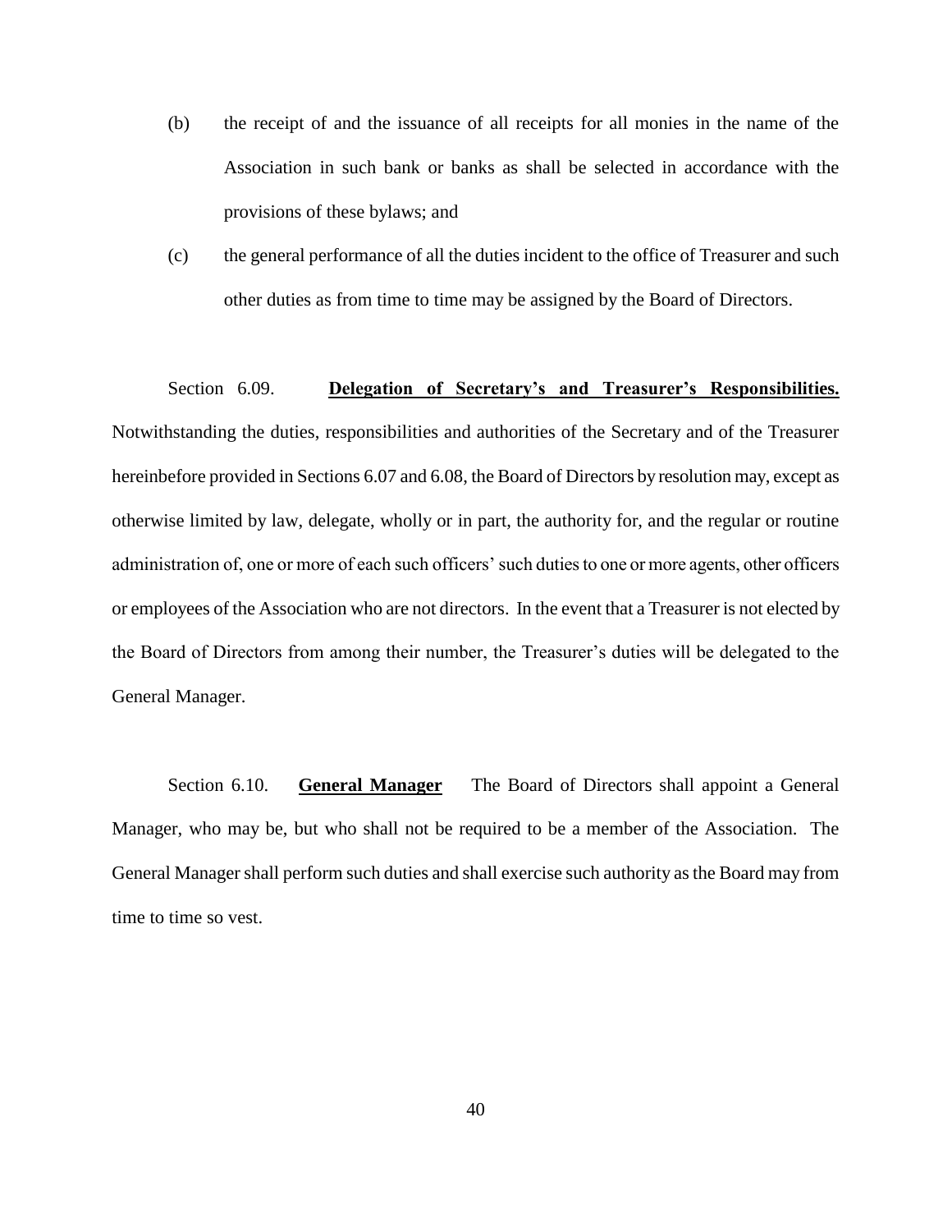(b) the receipt of and the issuance of all receipts for all monies in the name of the Association in such bank or banks as shall be selected in accordance with the provisions of these bylaws; and

(c) the general performance of all the duties incident to the office of Treasurer and such other duties as from time to time may be assigned by the Board of Directors.

Section 6.09. **Delegation of Secretary's and Treasurer's Responsibilities.** Notwithstanding the duties, responsibilities and authorities of the Secretary and of the Treasurer hereinbefore provided in Sections 6.07 and 6.08, the Board of Directors by resolution may, except as otherwise limited by law, delegate, wholly or in part, the authority for, and the regular or routine administration of, one or more of each such officers' such duties to one or more agents, other officers or employees of the Association who are not directors. In the event that a Treasurer is not elected by the Board of Directors from among their number, the Treasurer's duties will be delegated to the General Manager.

Section 6.10. **General Manager** The Board of Directors shall appoint a General Manager, who may be, but who shall not be required to be a member of the Association. The General Manager shall perform such duties and shall exercise such authority as the Board may from time to time so vest.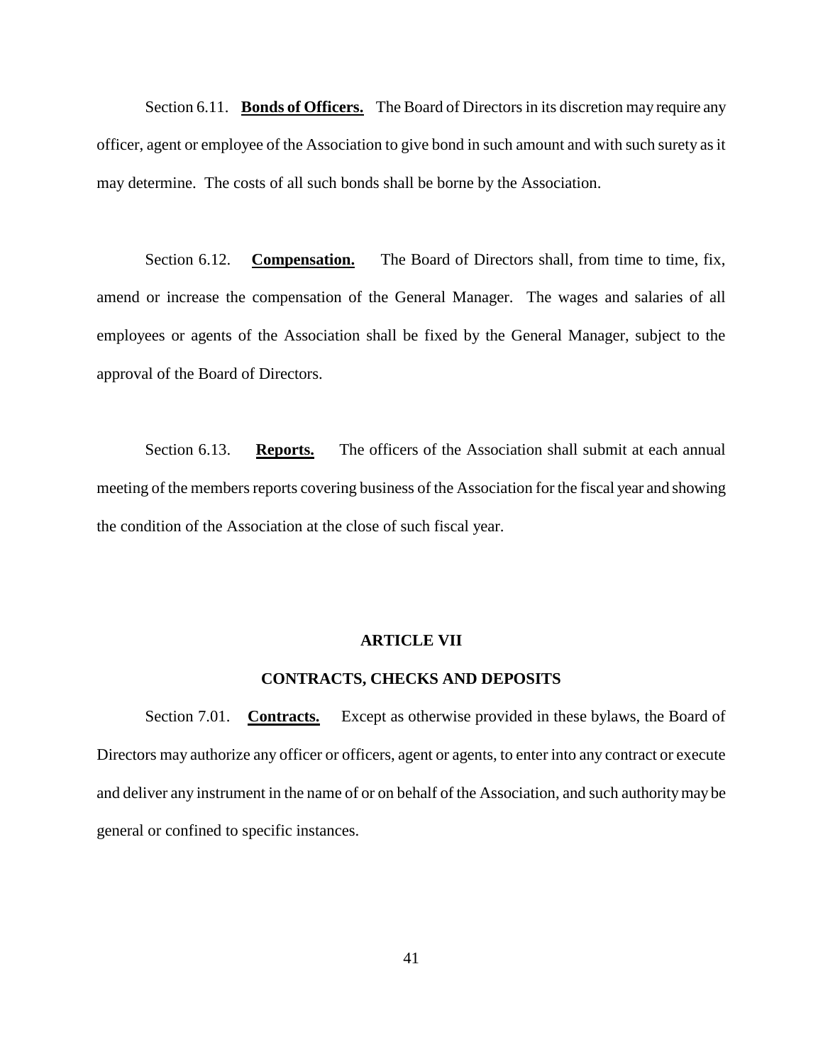Section 6.11. **Bonds of Officers.** The Board of Directors in its discretion may require any officer, agent or employee of the Association to give bond in such amount and with such surety as it may determine. The costs of all such bonds shall be borne by the Association.

Section 6.12. **Compensation.** The Board of Directors shall, from time to time, fix, amend or increase the compensation of the General Manager. The wages and salaries of all employees or agents of the Association shall be fixed by the General Manager, subject to the approval of the Board of Directors.

Section 6.13. **Reports.** The officers of the Association shall submit at each annual meeting of the members reports covering business of the Association for the fiscal year and showing the condition of the Association at the close of such fiscal year.

## ARTICLE VII

## CONTRACTS, CHECKS AND DEPOSITS

Section 7.01. **Contracts.** Except as otherwise provided in these bylaws, the Board of Directors may authorize any officer or officers, agent or agents, to enter into any contract or execute and deliver any instrument in the name of or on behalf of the Association, and such authority may be general or confined to specific instances.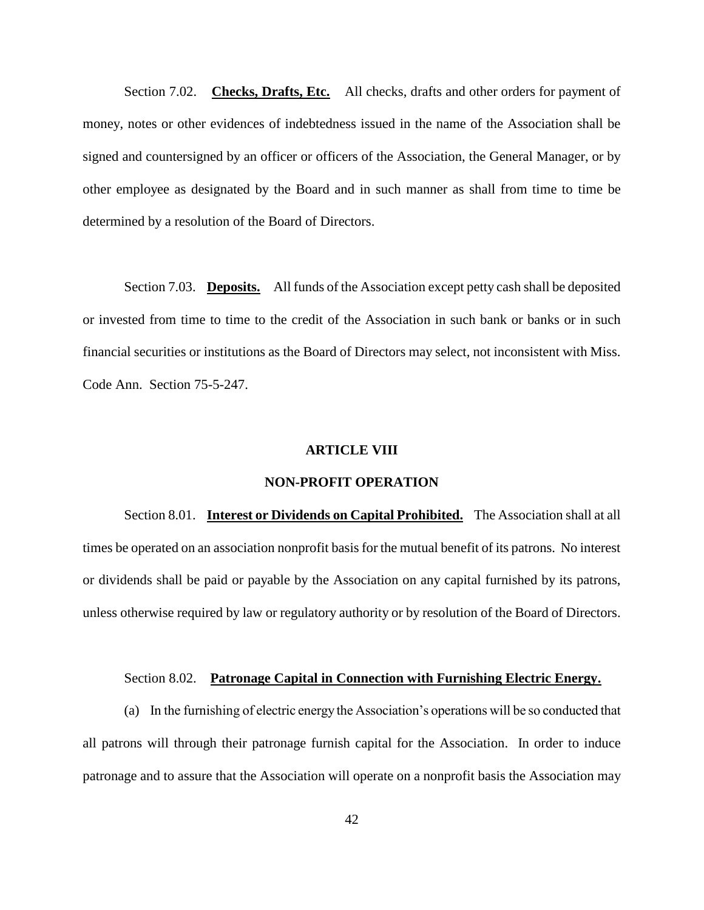Section 7.02. **Checks, Drafts, Etc.** All checks, drafts and other orders for payment of money, notes or other evidences of indebtedness issued in the name of the Association shall be signed and countersigned by an officer or officers of the Association, the General Manager, or by other employee as designated by the Board and in such manner as shall from time to time be determined by a resolution of the Board of Directors.

Section 7.03. **Deposits.** All funds of the Association except petty cash shall be deposited or invested from time to time to the credit of the Association in such bank or banks or in such financial securities or institutions as the Board of Directors may select, not inconsistent with Miss. Code Ann. Section 75-5-247.

## ARTICLE VIII

## NON-PROFIT OPERATION

Section 8.01. **Interest or Dividends on Capital Prohibited.** The Association shall at all times be operated on an association nonprofit basis for the mutual benefit of its patrons. No interest or dividends shall be paid or payable by the Association on any capital furnished by its patrons, unless otherwise required by law or regulatory authority or by resolution of the Board of Directors.

Section 8.02. **Patronage Capital in Connection with Furnishing Electric Energy.**

(a) In the furnishing of electric energy the Association's operations will be so conducted that all patrons will through their patronage furnish capital for the Association. In order to induce patronage and to assure that the Association will operate on a nonprofit basis the Association may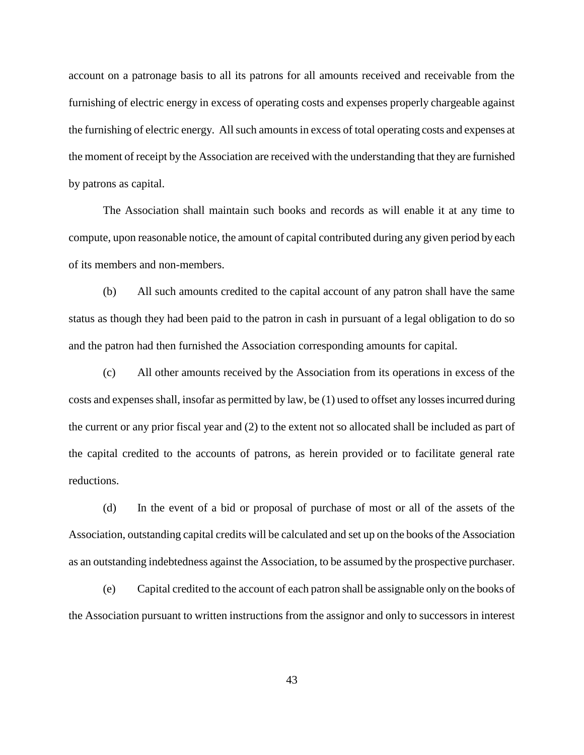account on a patronage basis to all its patrons for all amounts received and receivable from the furnishing of electric energy in excess of operating costs and expenses properly chargeable against the furnishing of electric energy. All such amounts in excess of total operating costs and expenses at the moment of receipt by the Association are received with the understanding that they are furnished by patrons as capital.

The Association shall maintain such books and records as will enable it at any time to compute, upon reasonable notice, the amount of capital contributed during any given period by each of its members and non-members.

(b) All such amounts credited to the capital account of any patron shall have the same status as though they had been paid to the patron in cash in pursuant of a legal obligation to do so and the patron had then furnished the Association corresponding amounts for capital.

(c) All other amounts received by the Association from its operations in excess of the costs and expenses shall, insofar as permitted by law, be (1) used to offset any losses incurred during the current or any prior fiscal year and (2) to the extent not so allocated shall be included as part of the capital credited to the accounts of patrons, as herein provided or to facilitate general rate reductions.

(d) In the event of a bid or proposal of purchase of most or all of the assets of the Association, outstanding capital credits will be calculated and set up on the books of the Association as an outstanding indebtedness against the Association, to be assumed by the prospective purchaser.

(e) Capital credited to the account of each patron shall be assignable only on the books of the Association pursuant to written instructions from the assignor and only to successors in interest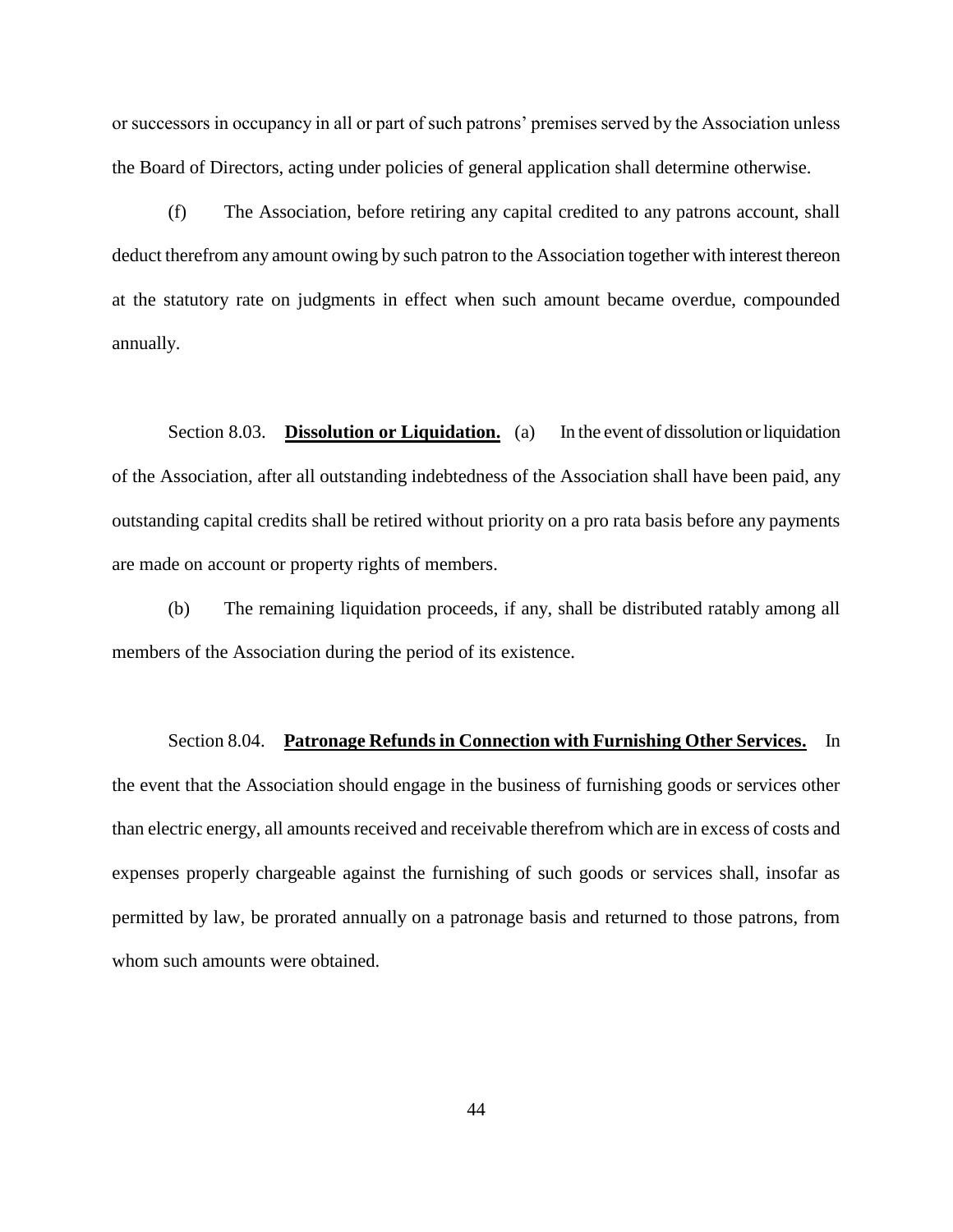or successors in occupancy in all or part of such patrons' premises served by the Association unless the Board of Directors, acting under policies of general application shall determine otherwise.

(f) The Association, before retiring any capital credited to any patrons account, shall deduct therefrom any amount owing by such patron to the Association together with interest thereon at the statutory rate on judgments in effect when such amount became overdue, compounded annually.

Section 8.03. **Dissolution or Liquidation.** (a) In the event of dissolution or liquidation of the Association, after all outstanding indebtedness of the Association shall have been paid, any outstanding capital credits shall be retired without priority on a pro rata basis before any payments are made on account or property rights of members.

(b) The remaining liquidation proceeds, if any, shall be distributed ratably among all members of the Association during the period of its existence.

Section 8.04. **Patronage Refunds in Connection with Furnishing Other Services.** In the event that the Association should engage in the business of furnishing goods or services other than electric energy, all amounts received and receivable therefrom which are in excess of costs and expenses properly chargeable against the furnishing of such goods or services shall, insofar as permitted by law, be prorated annually on a patronage basis and returned to those patrons, from whom such amounts were obtained.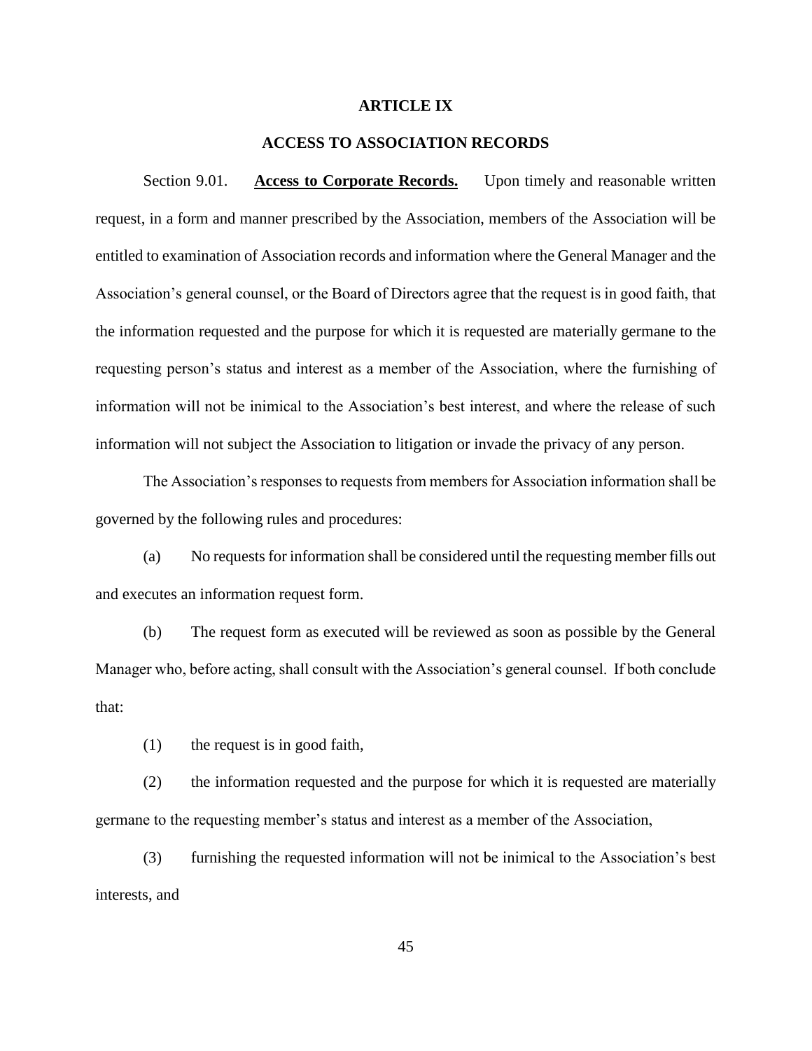# ARTICLE IX

## ACCESS TO ASSOCIATION RECORDS

Section 9.01. **Access to Corporate Records.** Upon timely and reasonable written request, in a form and manner prescribed by the Association, members of the Association will be entitled to examination of Association records and information where the General Manager and the Association's general counsel, or the Board of Directors agree that the request is in good faith, that the information requested and the purpose for which it is requested are materially germane to the requesting person's status and interest as a member of the Association, where the furnishing of information will not be inimical to the Association's best interest, and where the release of such information will not subject the Association to litigation or invade the privacy of any person.

The Association's responses to requests from members for Association information shall be governed by the following rules and procedures:

(a) No requests for information shall be considered until the requesting member fills out and executes an information request form.

(b) The request form as executed will be reviewed as soon as possible by the General Manager who, before acting, shall consult with the Association's general counsel. If both conclude that:

(1) the request is in good faith,

(2) the information requested and the purpose for which it is requested are materially germane to the requesting member's status and interest as a member of the Association,

(3) furnishing the requested information will not be inimical to the Association's best interests, and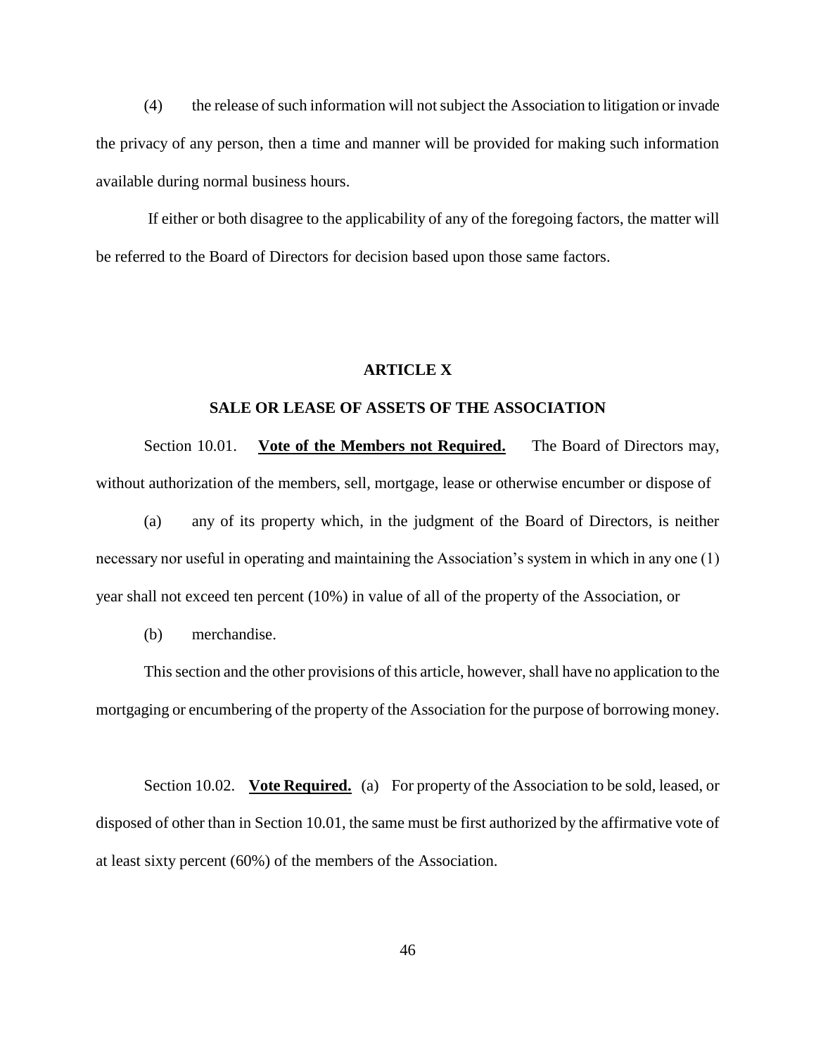(4) the release of such information will not subject the Association to litigation or invade the privacy of any person, then a time and manner will be provided for making such information available during normal business hours.

If either or both disagree to the applicability of any of the foregoing factors, the matter will be referred to the Board of Directors for decision based upon those same factors.

## ARTICLE X

## SALE OR LEASE OF ASSETS OF THE ASSOCIATION

Section 10.01. **Vote of the Members not Required.** The Board of Directors may, without authorization of the members, sell, mortgage, lease or otherwise encumber or dispose of

(a) any of its property which, in the judgment of the Board of Directors, is neither necessary nor useful in operating and maintaining the Association's system in which in any one (1) year shall not exceed ten percent (10%) in value of all of the property of the Association, or

(b) merchandise.

This section and the other provisions of this article, however, shall have no application to the mortgaging or encumbering of the property of the Association for the purpose of borrowing money.

Section 10.02. **Vote Required.** (a) For property of the Association to be sold, leased, or disposed of other than in Section 10.01, the same must be first authorized by the affirmative vote of at least sixty percent (60%) of the members of the Association.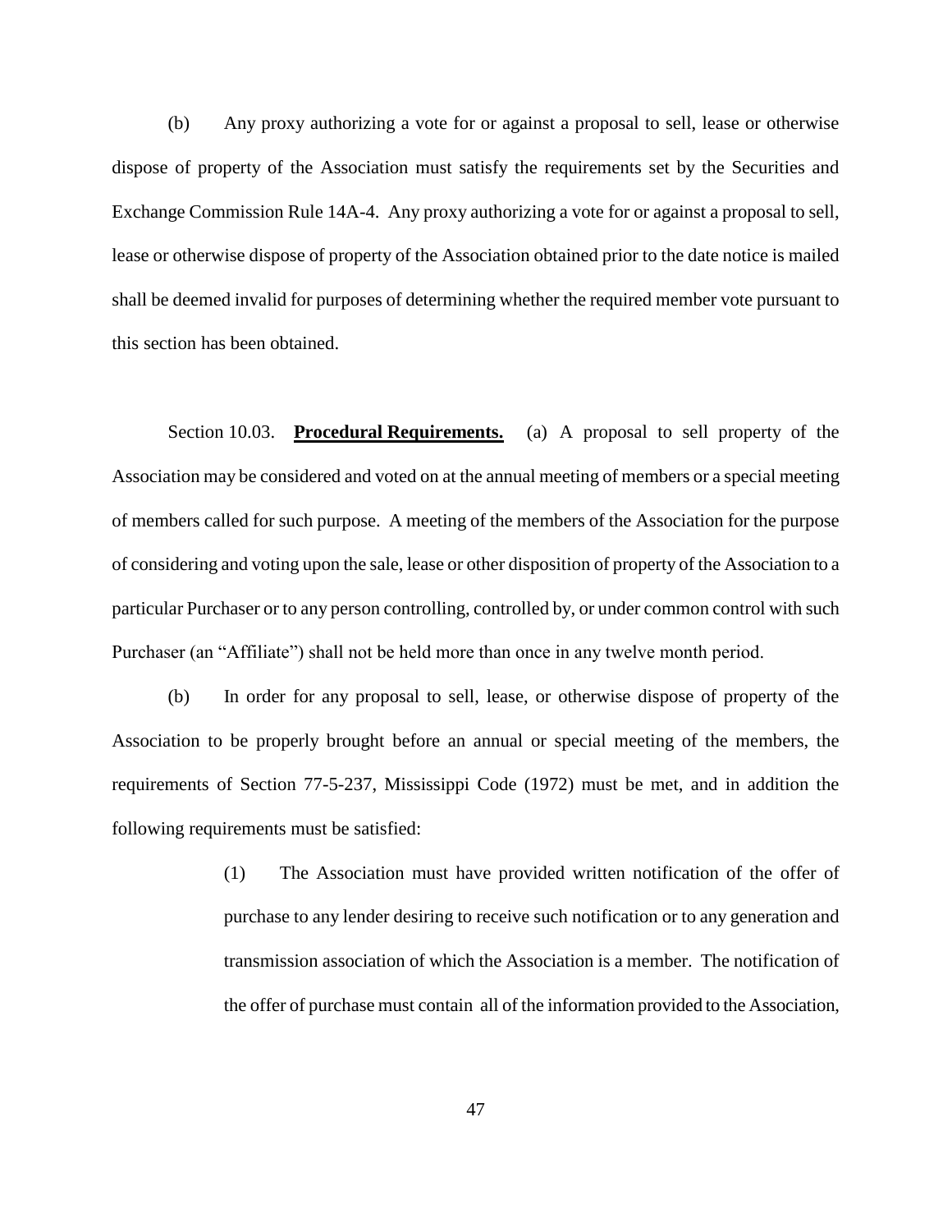(b) Any proxy authorizing a vote for or against a proposal to sell, lease or otherwise dispose of property of the Association must satisfy the requirements set by the Securities and Exchange Commission Rule 14A-4. Any proxy authorizing a vote for or against a proposal to sell, lease or otherwise dispose of property of the Association obtained prior to the date notice is mailed shall be deemed invalid for purposes of determining whether the required member vote pursuant to this section has been obtained.

Section 10.03. **Procedural Requirements.** (a) A proposal to sell property of the Association may be considered and voted on at the annual meeting of members or a special meeting of members called for such purpose. A meeting of the members of the Association for the purpose of considering and voting upon the sale, lease or other disposition of property of the Association to a particular Purchaser or to any person controlling, controlled by, or under common control with such Purchaser (an "Affiliate") shall not be held more than once in any twelve month period.

(b) In order for any proposal to sell, lease, or otherwise dispose of property of the Association to be properly brought before an annual or special meeting of the members, the requirements of Section 77-5-237, Mississippi Code (1972) must be met, and in addition the following requirements must be satisfied:

> (1) The Association must have provided written notification of the offer of purchase to any lender desiring to receive such notification or to any generation and transmission association of which the Association is a member. The notification of the offer of purchase must contain all of the information provided to the Association,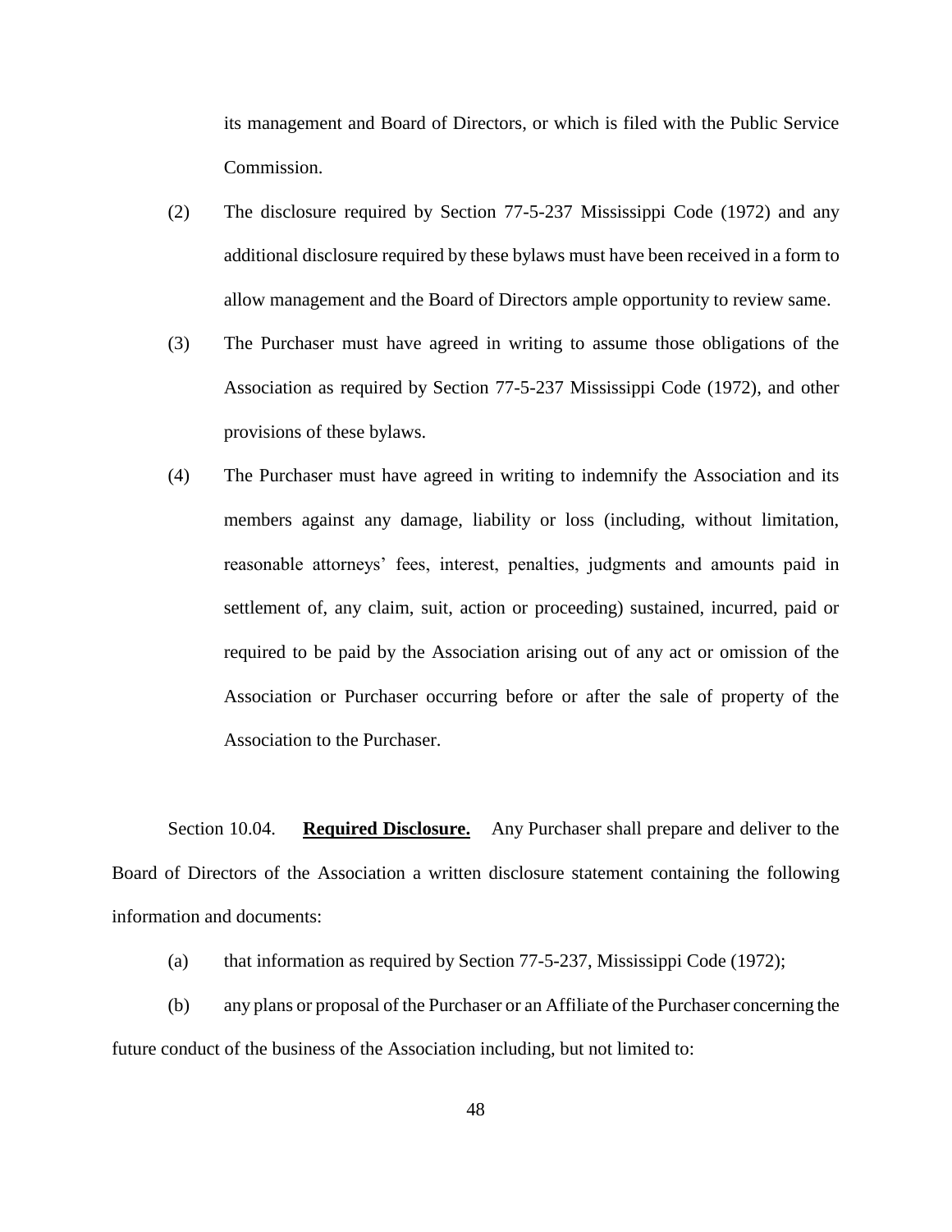its management and Board of Directors, or which is filed with the Public Service Commission.

(2) The disclosure required by Section 77-5-237 Mississippi Code (1972) and any additional disclosure required by these bylaws must have been received in a form to allow management and the Board of Directors ample opportunity to review same.

(3) The Purchaser must have agreed in writing to assume those obligations of the Association as required by Section 77-5-237 Mississippi Code (1972), and other provisions of these bylaws.

(4) The Purchaser must have agreed in writing to indemnify the Association and its members against any damage, liability or loss (including, without limitation, reasonable attorneys' fees, interest, penalties, judgments and amounts paid in settlement of, any claim, suit, action or proceeding) sustained, incurred, paid or required to be paid by the Association arising out of any act or omission of the Association or Purchaser occurring before or after the sale of property of the Association to the Purchaser.

Section 10.04. **<u>Required Disclosure.</u>** Any Purchaser shall prepare and deliver to the Board of Directors of the Association a written disclosure statement containing the following information and documents:

(a) that information as required by Section 77-5-237, Mississippi Code (1972);

(b) any plans or proposal of the Purchaser or an Affiliate of the Purchaser concerning the future conduct of the business of the Association including, but not limited to: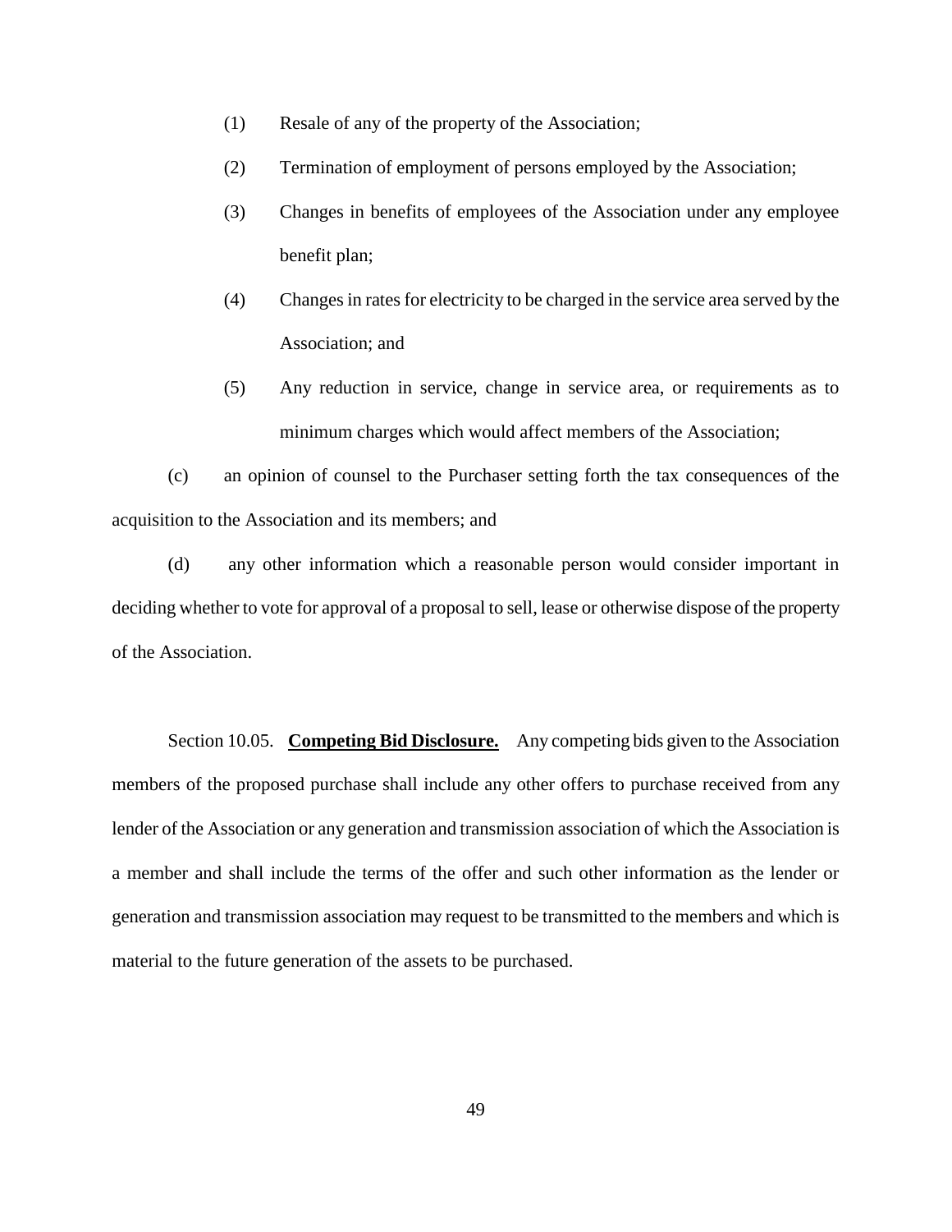(1) Resale of any of the property of the Association;

(2) Termination of employment of persons employed by the Association;

(3) Changes in benefits of employees of the Association under any employee benefit plan;

(4) Changes in rates for electricity to be charged in the service area served by the Association; and

(5) Any reduction in service, change in service area, or requirements as to minimum charges which would affect members of the Association;

(c) an opinion of counsel to the Purchaser setting forth the tax consequences of the acquisition to the Association and its members; and

(d) any other information which a reasonable person would consider important in deciding whether to vote for approval of a proposal to sell, lease or otherwise dispose of the property of the Association.

Section 10.05. **Competing Bid Disclosure.** Any competing bids given to the Association members of the proposed purchase shall include any other offers to purchase received from any lender of the Association or any generation and transmission association of which the Association is a member and shall include the terms of the offer and such other information as the lender or generation and transmission association may request to be transmitted to the members and which is material to the future generation of the assets to be purchased.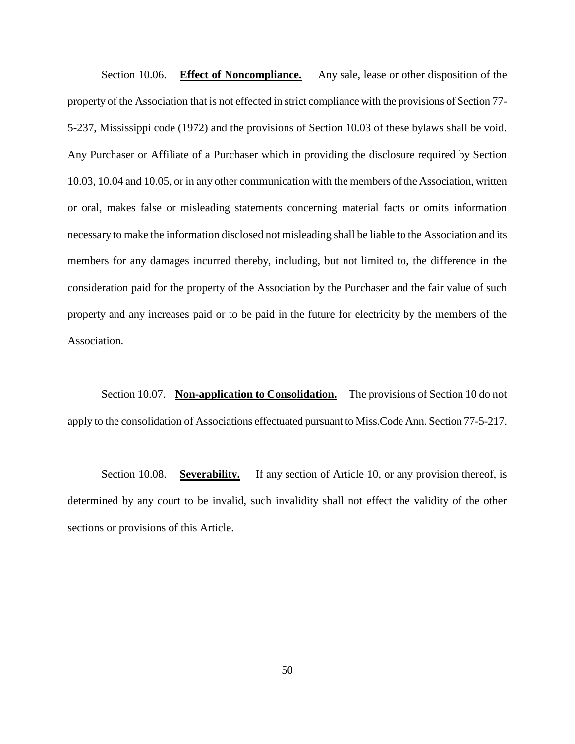Section 10.06. **Effect of Noncompliance.** Any sale, lease or other disposition of the property of the Association that is not effected in strict compliance with the provisions of Section 77-5-237, Mississippi code (1972) and the provisions of Section 10.03 of these bylaws shall be void. Any Purchaser or Affiliate of a Purchaser which in providing the disclosure required by Section 10.03, 10.04 and 10.05, or in any other communication with the members of the Association, written or oral, makes false or misleading statements concerning material facts or omits information necessary to make the information disclosed not misleading shall be liable to the Association and its members for any damages incurred thereby, including, but not limited to, the difference in the consideration paid for the property of the Association by the Purchaser and the fair value of such property and any increases paid or to be paid in the future for electricity by the members of the Association.

Section 10.07. **Non-application to Consolidation.** The provisions of Section 10 do not apply to the consolidation of Associations effectuated pursuant to Miss.Code Ann. Section 77-5-217.

Section 10.08. **Severability.** If any section of Article 10, or any provision thereof, is determined by any court to be invalid, such invalidity shall not effect the validity of the other sections or provisions of this Article.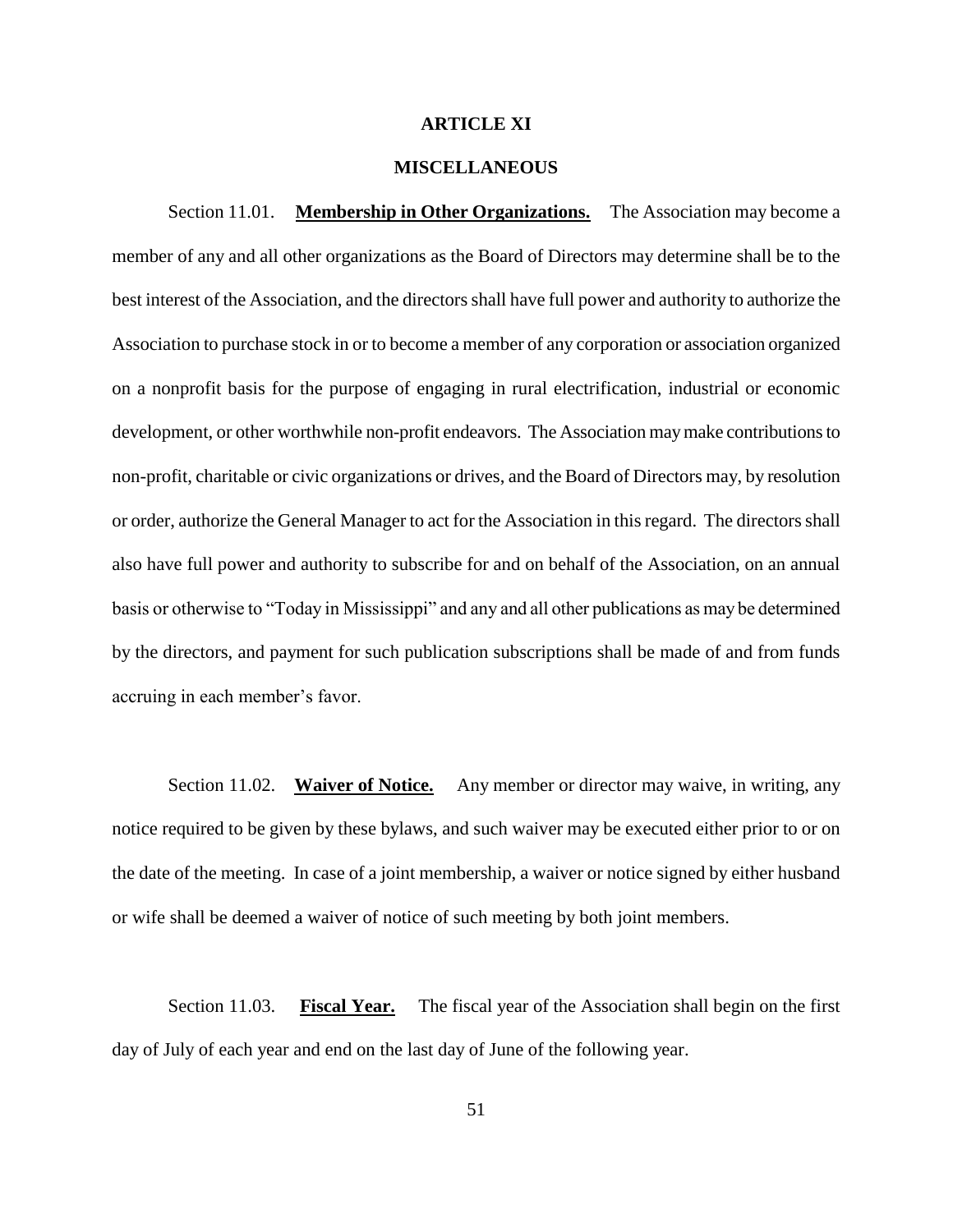## ARTICLE XI

## MISCELLANEOUS

Section 11.01. **Membership in Other Organizations.** The Association may become a member of any and all other organizations as the Board of Directors may determine shall be to the best interest of the Association, and the directors shall have full power and authority to authorize the Association to purchase stock in or to become a member of any corporation or association organized on a nonprofit basis for the purpose of engaging in rural electrification, industrial or economic development, or other worthwhile non-profit endeavors. The Association may make contributions to non-profit, charitable or civic organizations or drives, and the Board of Directors may, by resolution or order, authorize the General Manager to act for the Association in this regard. The directors shall also have full power and authority to subscribe for and on behalf of the Association, on an annual basis or otherwise to "Today in Mississippi" and any and all other publications as may be determined by the directors, and payment for such publication subscriptions shall be made of and from funds accruing in each member's favor.

Section 11.02. **Waiver of Notice.** Any member or director may waive, in writing, any notice required to be given by these bylaws, and such waiver may be executed either prior to or on the date of the meeting. In case of a joint membership, a waiver or notice signed by either husband or wife shall be deemed a waiver of notice of such meeting by both joint members.

Section 11.03. **Fiscal Year.** The fiscal year of the Association shall begin on the first day of July of each year and end on the last day of June of the following year.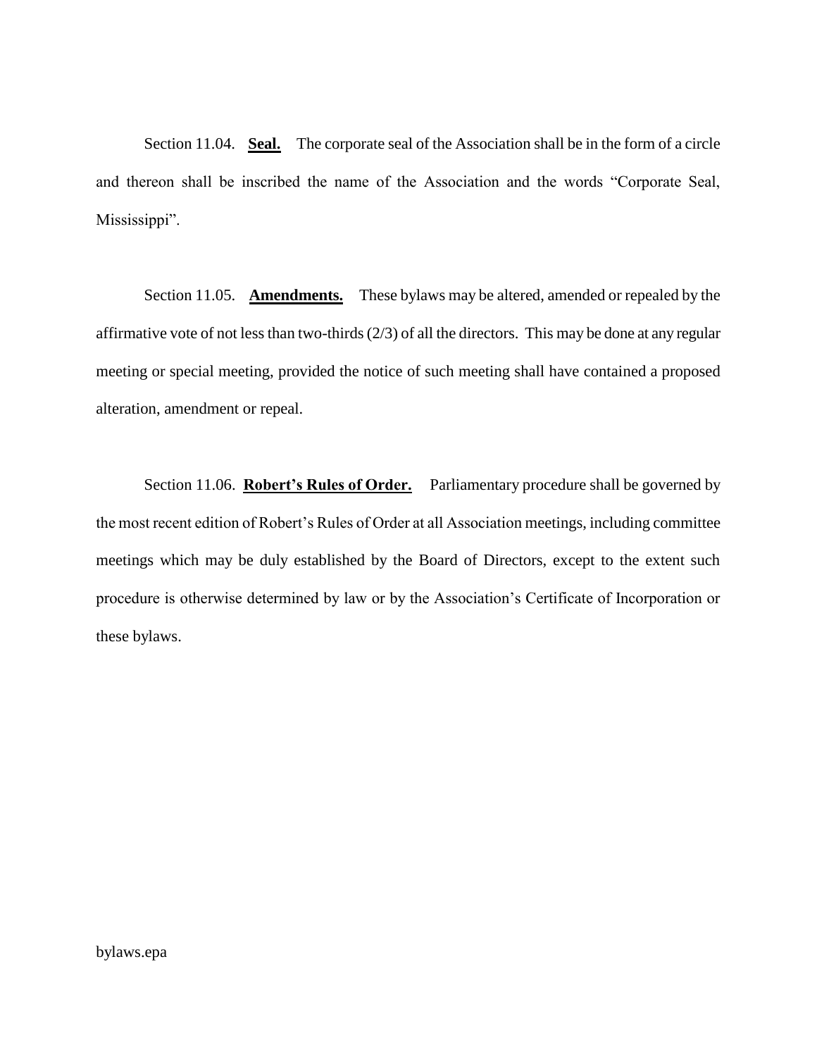Section 11.04. **Seal.** The corporate seal of the Association shall be in the form of a circle and thereon shall be inscribed the name of the Association and the words "Corporate Seal, Mississippi".

Section 11.05. **Amendments.** These bylaws may be altered, amended or repealed by the affirmative vote of not less than two-thirds (2/3) of all the directors. This may be done at any regular meeting or special meeting, provided the notice of such meeting shall have contained a proposed alteration, amendment or repeal.

Section 11.06. **Robert's Rules of Order.** Parliamentary procedure shall be governed by the most recent edition of Robert's Rules of Order at all Association meetings, including committee meetings which may be duly established by the Board of Directors, except to the extent such procedure is otherwise determined by law or by the Association's Certificate of Incorporation or these bylaws.

bylaws.epa